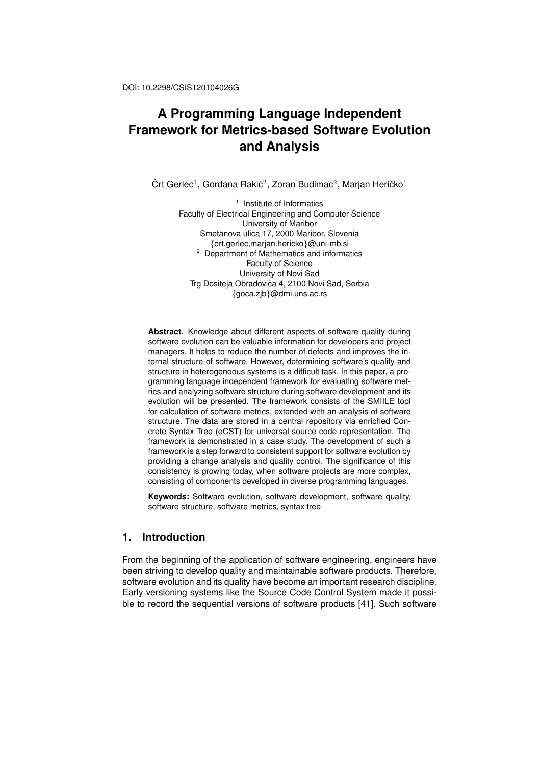DOI: 10.2298/CSIS120104026G

# A Programming Language Independent Framework for Metrics-based Software Evolution and Analysis

Črt Gerlec[1], Gordana Rakić[2], Zoran Budimac[2], Marjan Heričko[1]

[1] Institute of Informatics
Faculty of Electrical Engineering and Computer Science
University of Maribor
Smetanova ulica 17, 2000 Maribor, Slovenia
{crt.gerlec,marjan.hericko}@uni-mb.si

[2] Department of Mathematics and informatics
Faculty of Science
University of Novi Sad
Trg Dositeja Obradovića 4, 2100 Novi Sad, Serbia
{goca,zjb}@dmi.uns.ac.rs

**Abstract.** Knowledge about different aspects of software quality during software evolution can be valuable information for developers and project managers. It helps to reduce the number of defects and improves the internal structure of software. However, determining software's quality and structure in heterogeneous systems is a difficult task. In this paper, a programming language independent framework for evaluating software metrics and analyzing software structure during software development and its evolution will be presented. The framework consists of the SMIILE tool for calculation of software metrics, extended with an analysis of software structure. The data are stored in a central repository via enriched Concrete Syntax Tree (eCST) for universal source code representation. The framework is demonstrated in a case study. The development of such a framework is a step forward to consistent support for software evolution by providing a change analysis and quality control. The significance of this consistency is growing today, when software projects are more complex, consisting of components developed in diverse programming languages.

**Keywords:** Software evolution, software development, software quality, software structure, software metrics, syntax tree

## 1. Introduction

From the beginning of the application of software engineering, engineers have been striving to develop quality and maintainable software products. Therefore, software evolution and its quality have become an important research discipline. Early versioning systems like the Source Code Control System made it possible to record the sequential versions of software products [41]. Such software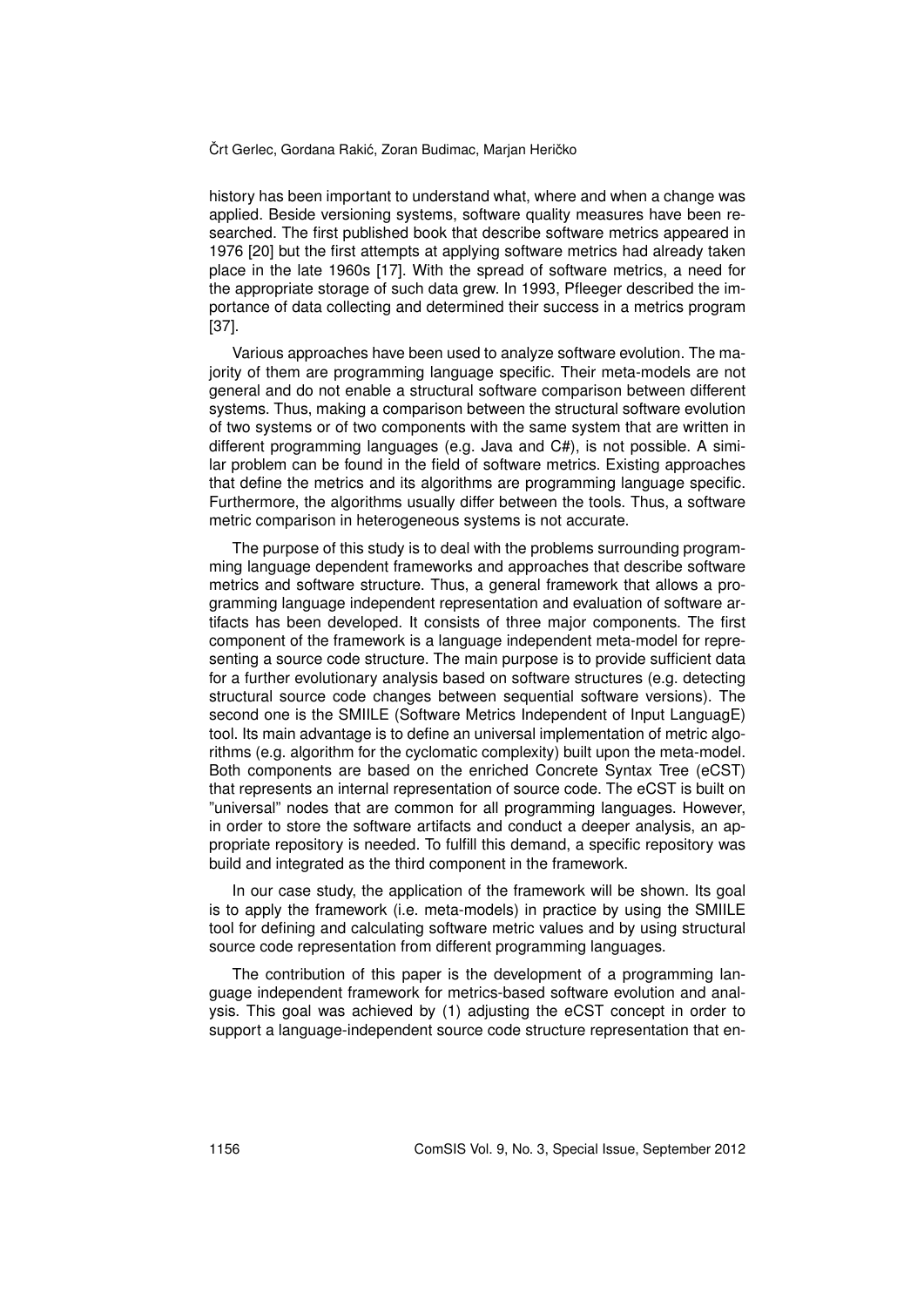history has been important to understand what, where and when a change was applied. Beside versioning systems, software quality measures have been researched. The first published book that describe software metrics appeared in 1976 [20] but the first attempts at applying software metrics had already taken place in the late 1960s [17]. With the spread of software metrics, a need for the appropriate storage of such data grew. In 1993, Pfleeger described the importance of data collecting and determined their success in a metrics program [37].

Various approaches have been used to analyze software evolution. The majority of them are programming language specific. Their meta-models are not general and do not enable a structural software comparison between different systems. Thus, making a comparison between the structural software evolution of two systems or of two components with the same system that are written in different programming languages (e.g. Java and C#), is not possible. A similar problem can be found in the field of software metrics. Existing approaches that define the metrics and its algorithms are programming language specific. Furthermore, the algorithms usually differ between the tools. Thus, a software metric comparison in heterogeneous systems is not accurate.

The purpose of this study is to deal with the problems surrounding programming language dependent frameworks and approaches that describe software metrics and software structure. Thus, a general framework that allows a programming language independent representation and evaluation of software artifacts has been developed. It consists of three major components. The first component of the framework is a language independent meta-model for representing a source code structure. The main purpose is to provide sufficient data for a further evolutionary analysis based on software structures (e.g. detecting structural source code changes between sequential software versions). The second one is the SMIILE (Software Metrics Independent of Input LanguagE) tool. Its main advantage is to define an universal implementation of metric algorithms (e.g. algorithm for the cyclomatic complexity) built upon the meta-model. Both components are based on the enriched Concrete Syntax Tree (eCST) that represents an internal representation of source code. The eCST is built on "universal" nodes that are common for all programming languages. However, in order to store the software artifacts and conduct a deeper analysis, an appropriate repository is needed. To fulfill this demand, a specific repository was build and integrated as the third component in the framework.

In our case study, the application of the framework will be shown. Its goal is to apply the framework (i.e. meta-models) in practice by using the SMIILE tool for defining and calculating software metric values and by using structural source code representation from different programming languages.

The contribution of this paper is the development of a programming language independent framework for metrics-based software evolution and analysis. This goal was achieved by (1) adjusting the eCST concept in order to support a language-independent source code structure representation that en-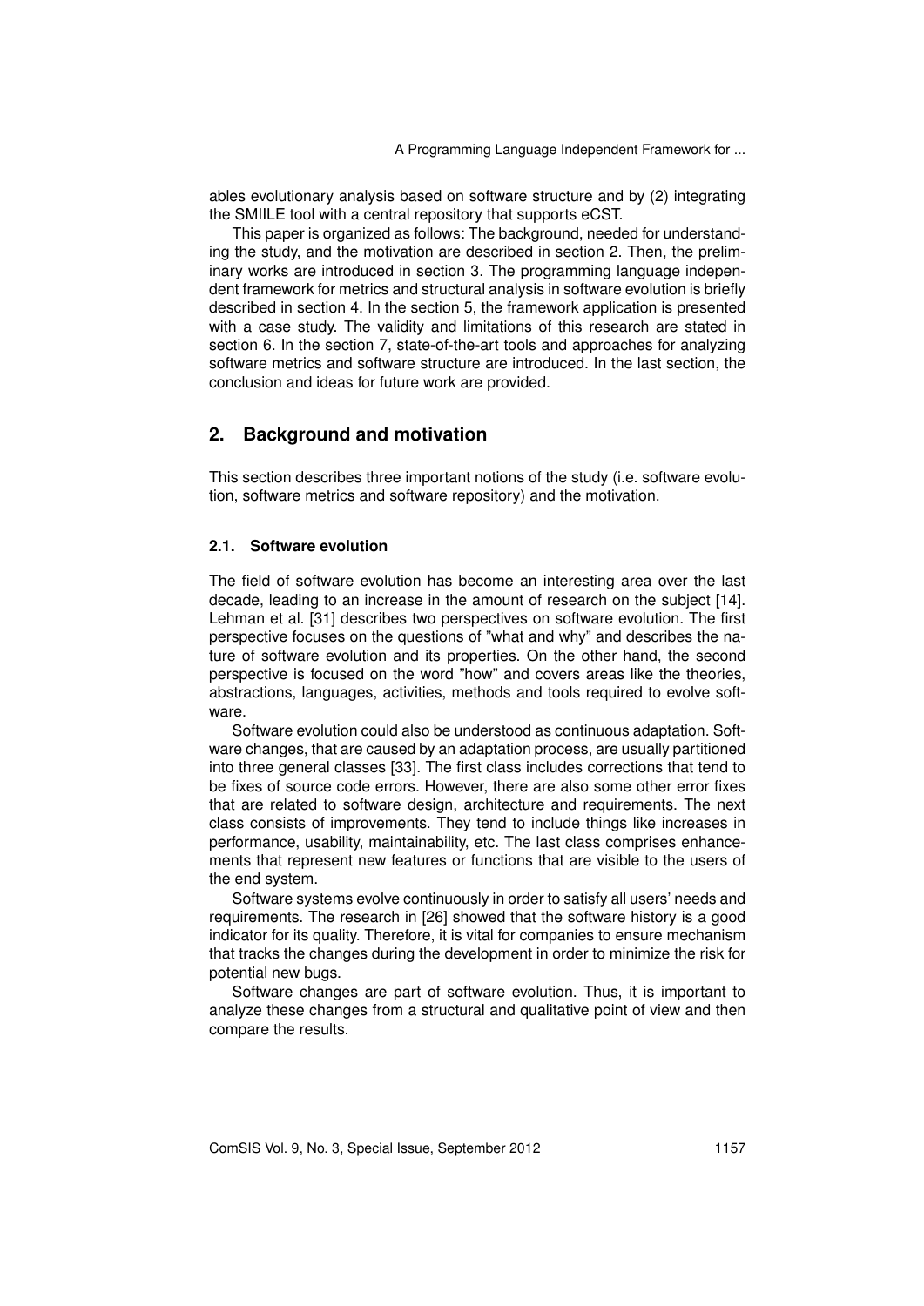ables evolutionary analysis based on software structure and by (2) integrating the SMIILE tool with a central repository that supports eCST.

This paper is organized as follows: The background, needed for understanding the study, and the motivation are described in section 2. Then, the preliminary works are introduced in section 3. The programming language independent framework for metrics and structural analysis in software evolution is briefly described in section 4. In the section 5, the framework application is presented with a case study. The validity and limitations of this research are stated in section 6. In the section 7, state-of-the-art tools and approaches for analyzing software metrics and software structure are introduced. In the last section, the conclusion and ideas for future work are provided.

## 2. Background and motivation

This section describes three important notions of the study (i.e. software evolution, software metrics and software repository) and the motivation.

### 2.1. Software evolution

The field of software evolution has become an interesting area over the last decade, leading to an increase in the amount of research on the subject [14]. Lehman et al. [31] describes two perspectives on software evolution. The first perspective focuses on the questions of "what and why" and describes the nature of software evolution and its properties. On the other hand, the second perspective is focused on the word "how" and covers areas like the theories, abstractions, languages, activities, methods and tools required to evolve software.

Software evolution could also be understood as continuous adaptation. Software changes, that are caused by an adaptation process, are usually partitioned into three general classes [33]. The first class includes corrections that tend to be fixes of source code errors. However, there are also some other error fixes that are related to software design, architecture and requirements. The next class consists of improvements. They tend to include things like increases in performance, usability, maintainability, etc. The last class comprises enhancements that represent new features or functions that are visible to the users of the end system.

Software systems evolve continuously in order to satisfy all users' needs and requirements. The research in [26] showed that the software history is a good indicator for its quality. Therefore, it is vital for companies to ensure mechanism that tracks the changes during the development in order to minimize the risk for potential new bugs.

Software changes are part of software evolution. Thus, it is important to analyze these changes from a structural and qualitative point of view and then compare the results.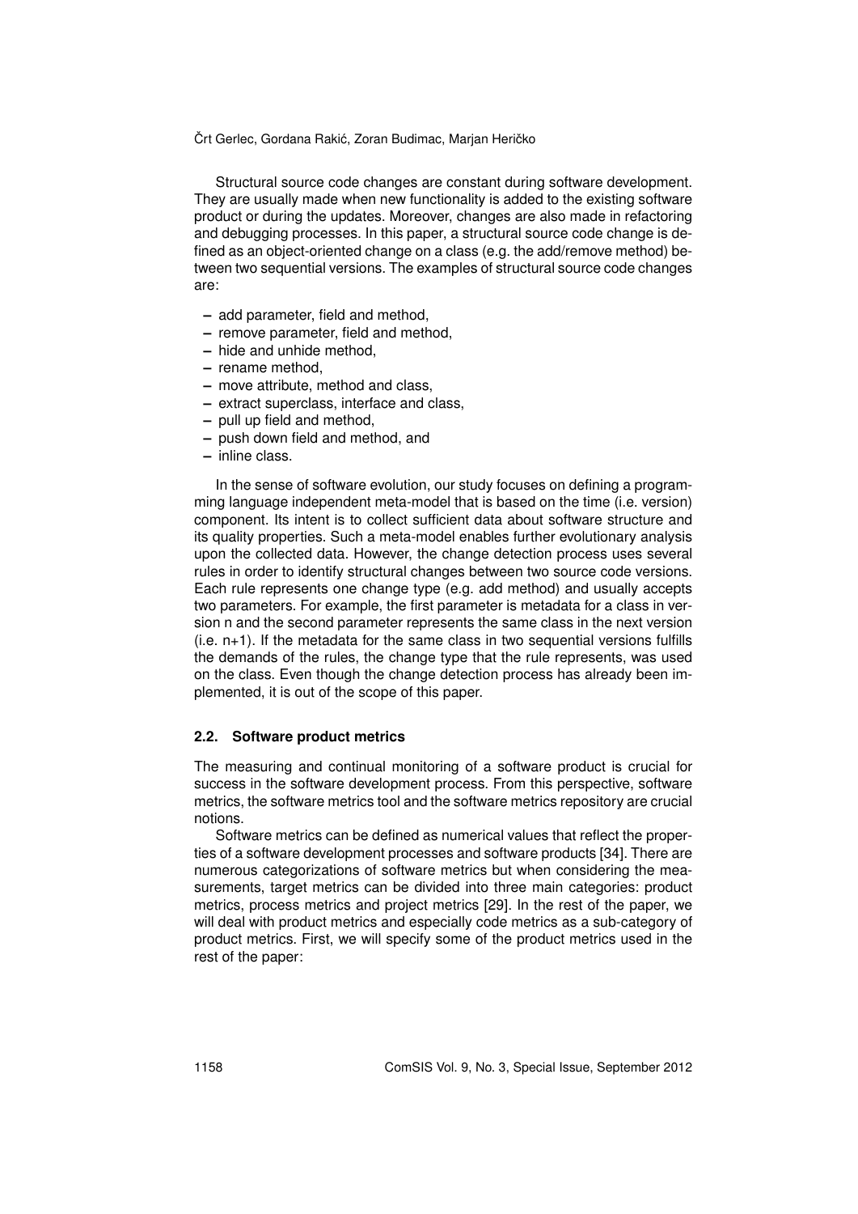Structural source code changes are constant during software development. They are usually made when new functionality is added to the existing software product or during the updates. Moreover, changes are also made in refactoring and debugging processes. In this paper, a structural source code change is defined as an object-oriented change on a class (e.g. the add/remove method) between two sequential versions. The examples of structural source code changes are:

- add parameter, field and method,
- remove parameter, field and method,
- hide and unhide method,
- rename method,
- move attribute, method and class,
- extract superclass, interface and class,
- pull up field and method,
- push down field and method, and
- inline class.

In the sense of software evolution, our study focuses on defining a programming language independent meta-model that is based on the time (i.e. version) component. Its intent is to collect sufficient data about software structure and its quality properties. Such a meta-model enables further evolutionary analysis upon the collected data. However, the change detection process uses several rules in order to identify structural changes between two source code versions. Each rule represents one change type (e.g. add method) and usually accepts two parameters. For example, the first parameter is metadata for a class in version n and the second parameter represents the same class in the next version (i.e. n+1). If the metadata for the same class in two sequential versions fulfills the demands of the rules, the change type that the rule represents, was used on the class. Even though the change detection process has already been implemented, it is out of the scope of this paper.

### 2.2. Software product metrics

The measuring and continual monitoring of a software product is crucial for success in the software development process. From this perspective, software metrics, the software metrics tool and the software metrics repository are crucial notions.

Software metrics can be defined as numerical values that reflect the properties of a software development processes and software products [34]. There are numerous categorizations of software metrics but when considering the measurements, target metrics can be divided into three main categories: product metrics, process metrics and project metrics [29]. In the rest of the paper, we will deal with product metrics and especially code metrics as a sub-category of product metrics. First, we will specify some of the product metrics used in the rest of the paper: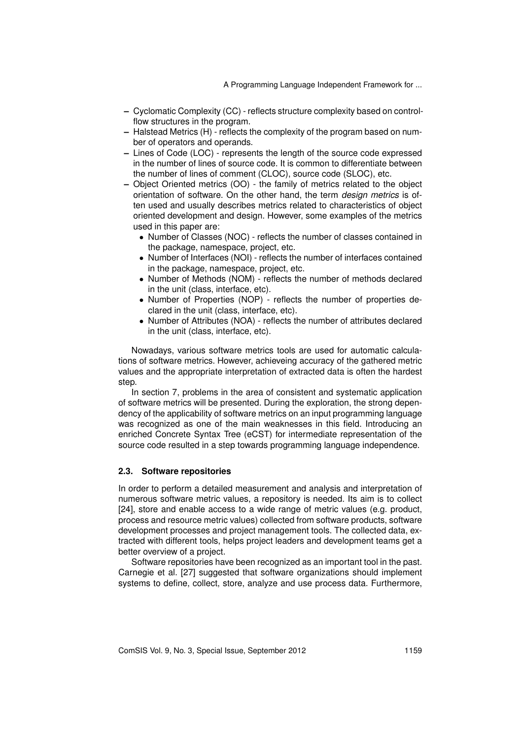- Cyclomatic Complexity (CC) - reflects structure complexity based on control-flow structures in the program.
- Halstead Metrics (H) - reflects the complexity of the program based on number of operators and operands.
- Lines of Code (LOC) - represents the length of the source code expressed in the number of lines of source code. It is common to differentiate between the number of lines of comment (CLOC), source code (SLOC), etc.
- Object Oriented metrics (OO) - the family of metrics related to the object orientation of software. On the other hand, the term *design metrics* is often used and usually describes metrics related to characteristics of object oriented development and design. However, some examples of the metrics used in this paper are:
  - Number of Classes (NOC) - reflects the number of classes contained in the package, namespace, project, etc.
  - Number of Interfaces (NOI) - reflects the number of interfaces contained in the package, namespace, project, etc.
  - Number of Methods (NOM) - reflects the number of methods declared in the unit (class, interface, etc).
  - Number of Properties (NOP) - reflects the number of properties declared in the unit (class, interface, etc).
  - Number of Attributes (NOA) - reflects the number of attributes declared in the unit (class, interface, etc).

Nowadays, various software metrics tools are used for automatic calculations of software metrics. However, achieveing accuracy of the gathered metric values and the appropriate interpretation of extracted data is often the hardest step.

In section 7, problems in the area of consistent and systematic application of software metrics will be presented. During the exploration, the strong dependency of the applicability of software metrics on an input programming language was recognized as one of the main weaknesses in this field. Introducing an enriched Concrete Syntax Tree (eCST) for intermediate representation of the source code resulted in a step towards programming language independence.

### 2.3. Software repositories

In order to perform a detailed measurement and analysis and interpretation of numerous software metric values, a repository is needed. Its aim is to collect [24], store and enable access to a wide range of metric values (e.g. product, process and resource metric values) collected from software products, software development processes and project management tools. The collected data, extracted with different tools, helps project leaders and development teams get a better overview of a project.

Software repositories have been recognized as an important tool in the past. Carnegie et al. [27] suggested that software organizations should implement systems to define, collect, store, analyze and use process data. Furthermore,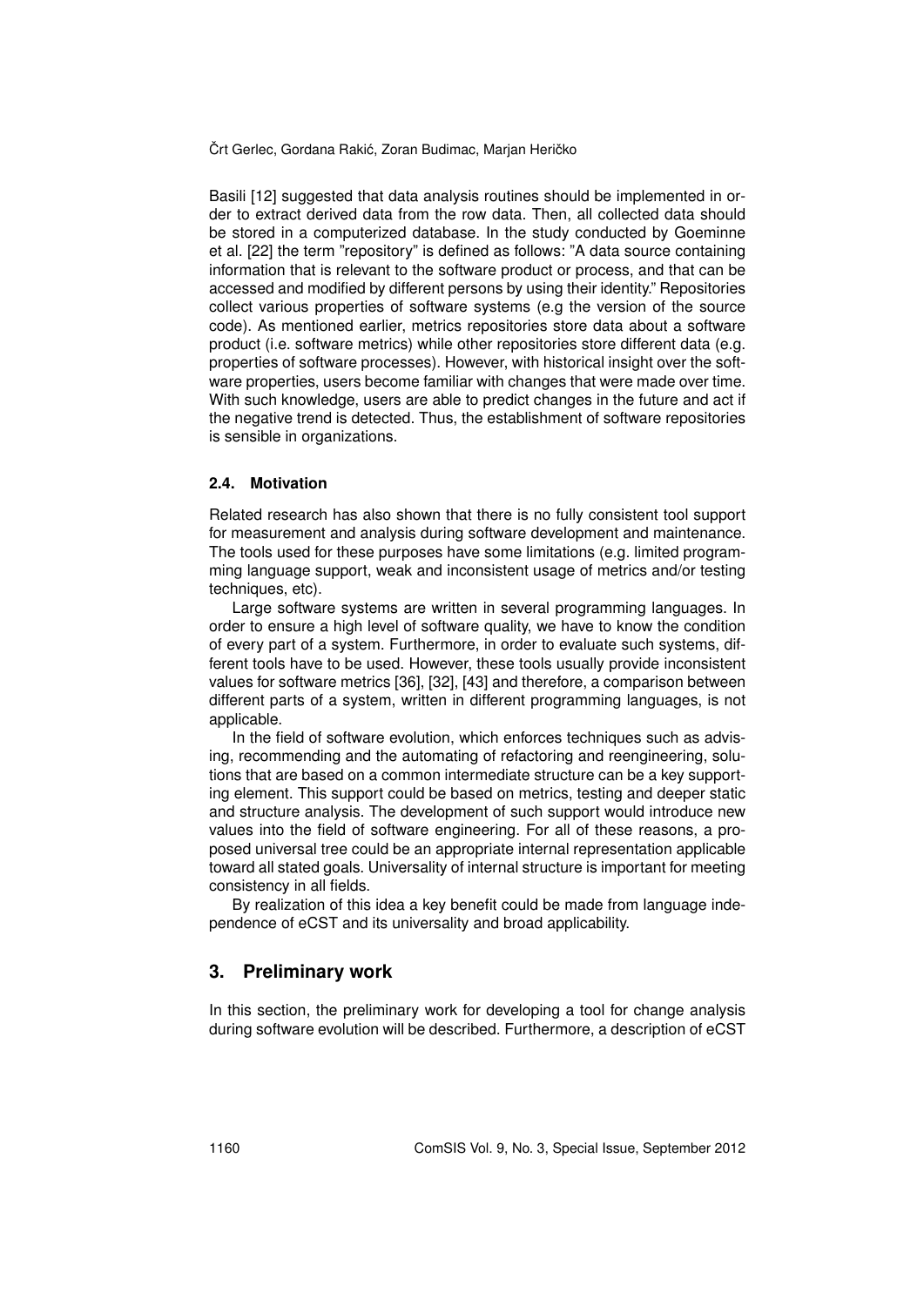Basili [12] suggested that data analysis routines should be implemented in order to extract derived data from the row data. Then, all collected data should be stored in a computerized database. In the study conducted by Goeminne et al. [22] the term "repository" is defined as follows: "A data source containing information that is relevant to the software product or process, and that can be accessed and modified by different persons by using their identity." Repositories collect various properties of software systems (e.g the version of the source code). As mentioned earlier, metrics repositories store data about a software product (i.e. software metrics) while other repositories store different data (e.g. properties of software processes). However, with historical insight over the software properties, users become familiar with changes that were made over time. With such knowledge, users are able to predict changes in the future and act if the negative trend is detected. Thus, the establishment of software repositories is sensible in organizations.

### 2.4. Motivation

Related research has also shown that there is no fully consistent tool support for measurement and analysis during software development and maintenance. The tools used for these purposes have some limitations (e.g. limited programming language support, weak and inconsistent usage of metrics and/or testing techniques, etc).

Large software systems are written in several programming languages. In order to ensure a high level of software quality, we have to know the condition of every part of a system. Furthermore, in order to evaluate such systems, different tools have to be used. However, these tools usually provide inconsistent values for software metrics [36], [32], [43] and therefore, a comparison between different parts of a system, written in different programming languages, is not applicable.

In the field of software evolution, which enforces techniques such as advising, recommending and the automating of refactoring and reengineering, solutions that are based on a common intermediate structure can be a key supporting element. This support could be based on metrics, testing and deeper static and structure analysis. The development of such support would introduce new values into the field of software engineering. For all of these reasons, a proposed universal tree could be an appropriate internal representation applicable toward all stated goals. Universality of internal structure is important for meeting consistency in all fields.

By realization of this idea a key benefit could be made from language independence of eCST and its universality and broad applicability.

## 3. Preliminary work

In this section, the preliminary work for developing a tool for change analysis during software evolution will be described. Furthermore, a description of eCST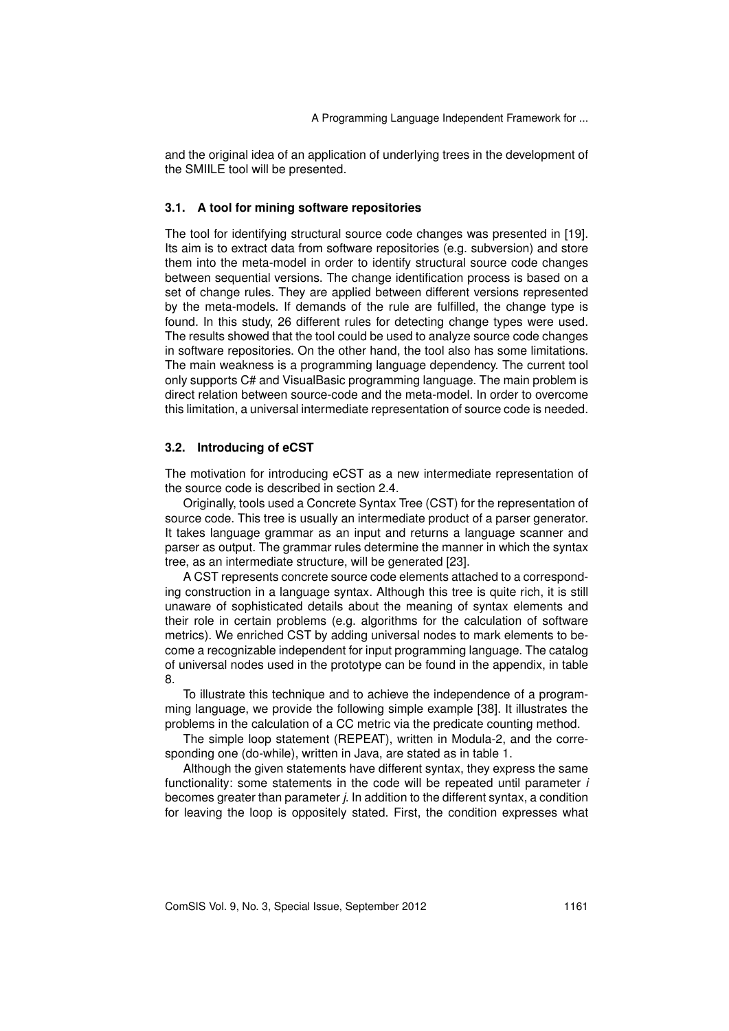and the original idea of an application of underlying trees in the development of the SMIILE tool will be presented.

### 3.1. A tool for mining software repositories

The tool for identifying structural source code changes was presented in [19]. Its aim is to extract data from software repositories (e.g. subversion) and store them into the meta-model in order to identify structural source code changes between sequential versions. The change identification process is based on a set of change rules. They are applied between different versions represented by the meta-models. If demands of the rule are fulfilled, the change type is found. In this study, 26 different rules for detecting change types were used. The results showed that the tool could be used to analyze source code changes in software repositories. On the other hand, the tool also has some limitations. The main weakness is a programming language dependency. The current tool only supports C# and VisualBasic programming language. The main problem is direct relation between source-code and the meta-model. In order to overcome this limitation, a universal intermediate representation of source code is needed.

### 3.2. Introducing of eCST

The motivation for introducing eCST as a new intermediate representation of the source code is described in section 2.4.

Originally, tools used a Concrete Syntax Tree (CST) for the representation of source code. This tree is usually an intermediate product of a parser generator. It takes language grammar as an input and returns a language scanner and parser as output. The grammar rules determine the manner in which the syntax tree, as an intermediate structure, will be generated [23].

A CST represents concrete source code elements attached to a corresponding construction in a language syntax. Although this tree is quite rich, it is still unaware of sophisticated details about the meaning of syntax elements and their role in certain problems (e.g. algorithms for the calculation of software metrics). We enriched CST by adding universal nodes to mark elements to become a recognizable independent for input programming language. The catalog of universal nodes used in the prototype can be found in the appendix, in table 8.

To illustrate this technique and to achieve the independence of a programming language, we provide the following simple example [38]. It illustrates the problems in the calculation of a CC metric via the predicate counting method.

The simple loop statement (REPEAT), written in Modula-2, and the corresponding one (do-while), written in Java, are stated as in table 1.

Although the given statements have different syntax, they express the same functionality: some statements in the code will be repeated until parameter *i* becomes greater than parameter *j*. In addition to the different syntax, a condition for leaving the loop is oppositely stated. First, the condition expresses what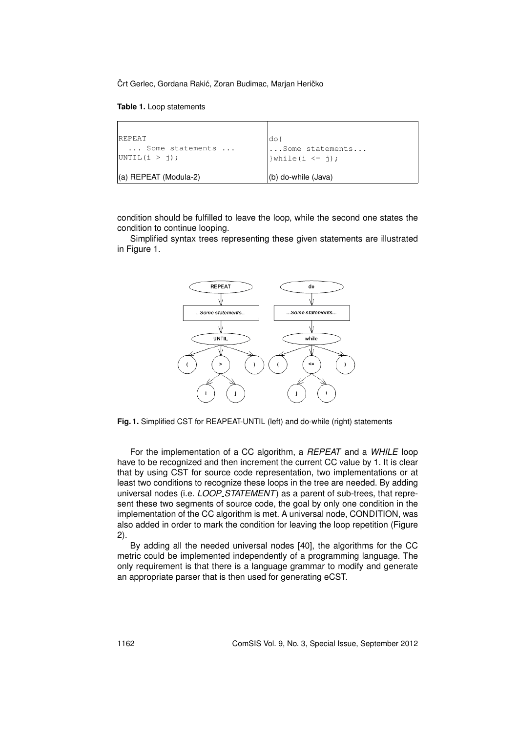**Table 1.** Loop statements

| REPEAT<br>  ... Some statements ...<br>UNTIL(i > j); | do{<br>...Some statements...<br>}while(i <= j); |
|---|---|
| (a) REPEAT (Modula-2) | (b) do-while (Java) |

condition should be fulfilled to leave the loop, while the second one states the condition to continue looping.

Simplified syntax trees representing these given statements are illustrated in Figure 1.

**Fig. 1.** Simplified CST for REAPEAT-UNTIL (left) and do-while (right) statements

For the implementation of a CC algorithm, a *REPEAT* and a *WHILE* loop have to be recognized and then increment the current CC value by 1. It is clear that by using CST for source code representation, two implementations or at least two conditions to recognize these loops in the tree are needed. By adding universal nodes (i.e. *LOOP_STATEMENT*) as a parent of sub-trees, that represent these two segments of source code, the goal by only one condition in the implementation of the CC algorithm is met. A universal node, CONDITION, was also added in order to mark the condition for leaving the loop repetition (Figure 2).

By adding all the needed universal nodes [40], the algorithms for the CC metric could be implemented independently of a programming language. The only requirement is that there is a language grammar to modify and generate an appropriate parser that is then used for generating eCST.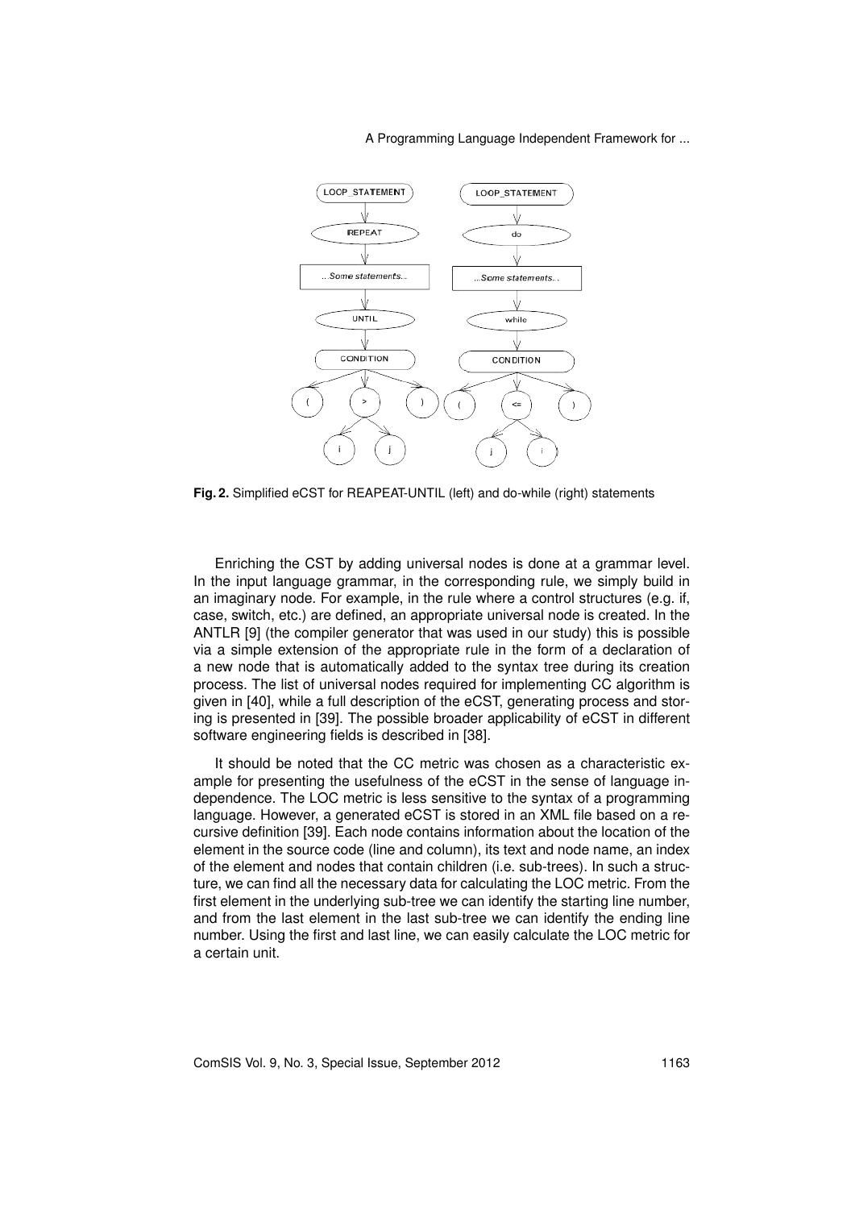**Fig. 2.** Simplified eCST for REAPEAT-UNTIL (left) and do-while (right) statements

Enriching the CST by adding universal nodes is done at a grammar level. In the input language grammar, in the corresponding rule, we simply build in an imaginary node. For example, in the rule where a control structures (e.g. if, case, switch, etc.) are defined, an appropriate universal node is created. In the ANTLR [9] (the compiler generator that was used in our study) this is possible via a simple extension of the appropriate rule in the form of a declaration of a new node that is automatically added to the syntax tree during its creation process. The list of universal nodes required for implementing CC algorithm is given in [40], while a full description of the eCST, generating process and storing is presented in [39]. The possible broader applicability of eCST in different software engineering fields is described in [38].

It should be noted that the CC metric was chosen as a characteristic example for presenting the usefulness of the eCST in the sense of language independence. The LOC metric is less sensitive to the syntax of a programming language. However, a generated eCST is stored in an XML file based on a recursive definition [39]. Each node contains information about the location of the element in the source code (line and column), its text and node name, an index of the element and nodes that contain children (i.e. sub-trees). In such a structure, we can find all the necessary data for calculating the LOC metric. From the first element in the underlying sub-tree we can identify the starting line number, and from the last element in the last sub-tree we can identify the ending line number. Using the first and last line, we can easily calculate the LOC metric for a certain unit.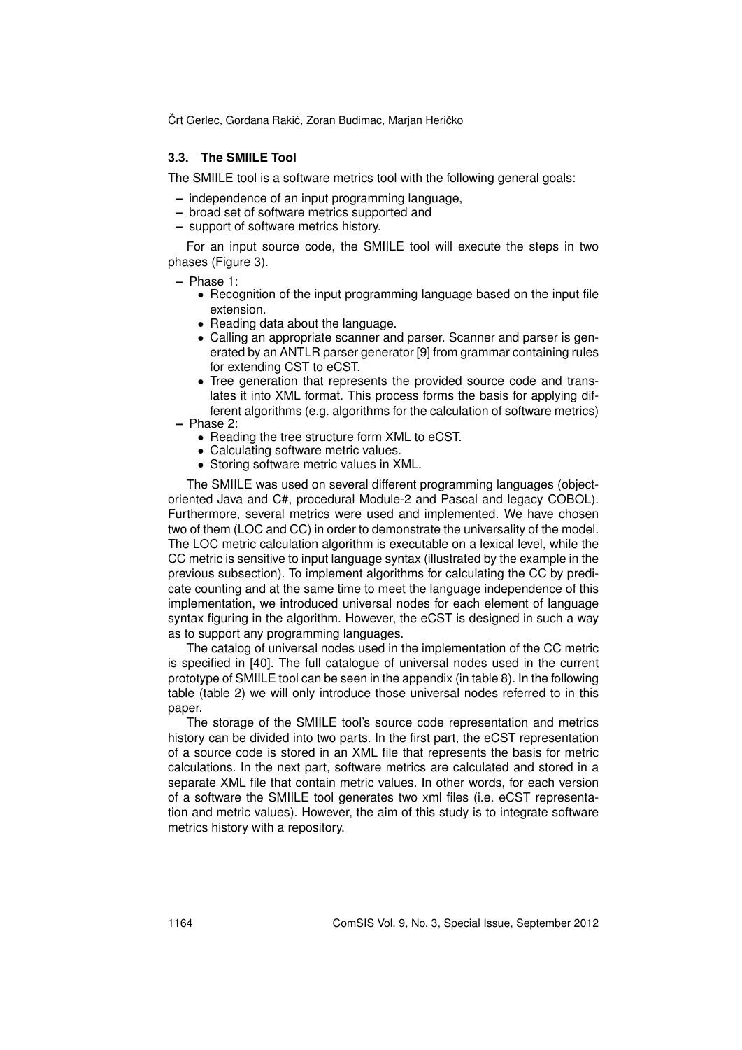### 3.3. The SMIILE Tool

The SMIILE tool is a software metrics tool with the following general goals:

- independence of an input programming language,
- broad set of software metrics supported and
- support of software metrics history.

For an input source code, the SMIILE tool will execute the steps in two phases (Figure 3).

- Phase 1:
  - Recognition of the input programming language based on the input file extension.
  - Reading data about the language.
  - Calling an appropriate scanner and parser. Scanner and parser is generated by an ANTLR parser generator [9] from grammar containing rules for extending CST to eCST.
  - Tree generation that represents the provided source code and translates it into XML format. This process forms the basis for applying different algorithms (e.g. algorithms for the calculation of software metrics)
- Phase 2:
  - Reading the tree structure form XML to eCST.
  - Calculating software metric values.
  - Storing software metric values in XML.

The SMIILE was used on several different programming languages (object-oriented Java and C#, procedural Module-2 and Pascal and legacy COBOL). Furthermore, several metrics were used and implemented. We have chosen two of them (LOC and CC) in order to demonstrate the universality of the model. The LOC metric calculation algorithm is executable on a lexical level, while the CC metric is sensitive to input language syntax (illustrated by the example in the previous subsection). To implement algorithms for calculating the CC by predicate counting and at the same time to meet the language independence of this implementation, we introduced universal nodes for each element of language syntax figuring in the algorithm. However, the eCST is designed in such a way as to support any programming languages.

The catalog of universal nodes used in the implementation of the CC metric is specified in [40]. The full catalogue of universal nodes used in the current prototype of SMIILE tool can be seen in the appendix (in table 8). In the following table (table 2) we will only introduce those universal nodes referred to in this paper.

The storage of the SMIILE tool's source code representation and metrics history can be divided into two parts. In the first part, the eCST representation of a source code is stored in an XML file that represents the basis for metric calculations. In the next part, software metrics are calculated and stored in a separate XML file that contain metric values. In other words, for each version of a software the SMIILE tool generates two xml files (i.e. eCST representation and metric values). However, the aim of this study is to integrate software metrics history with a repository.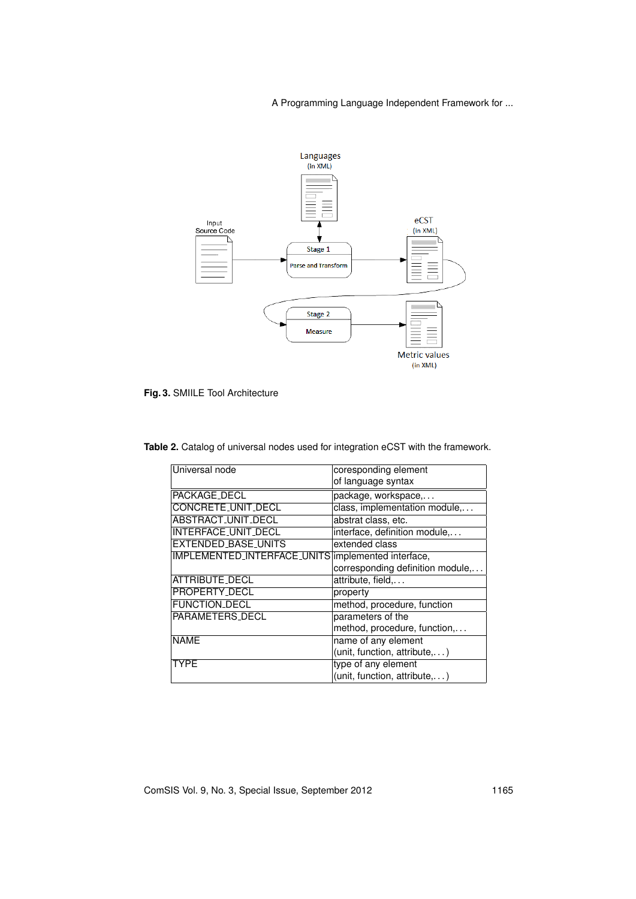**Fig. 3.** SMIILE Tool Architecture

**Table 2.** Catalog of universal nodes used for integration eCST with the framework.

| Universal node | coresponding element of language syntax |
| --- | --- |
| PACKAGE_DECL | package, workspace,... |
| CONCRETE_UNIT_DECL | class, implementation module,... |
| ABSTRACT_UNIT_DECL | abstract class, etc. |
| INTERFACE_UNIT_DECL | interface, definition module,... |
| EXTENDED_BASE_UNITS | extended class |
| IMPLEMENTED_INTERFACE_UNITS | implemented interface, corresponding definition module,... |
| ATTRIBUTE_DECL | attribute, field,... |
| PROPERTY_DECL | property |
| FUNCTION_DECL | method, procedure, function |
| PARAMETERS_DECL | parameters of the method, procedure, function,... |
| NAME | name of any element (unit, function, attribute,...) |
| TYPE | type of any element (unit, function, attribute,...) |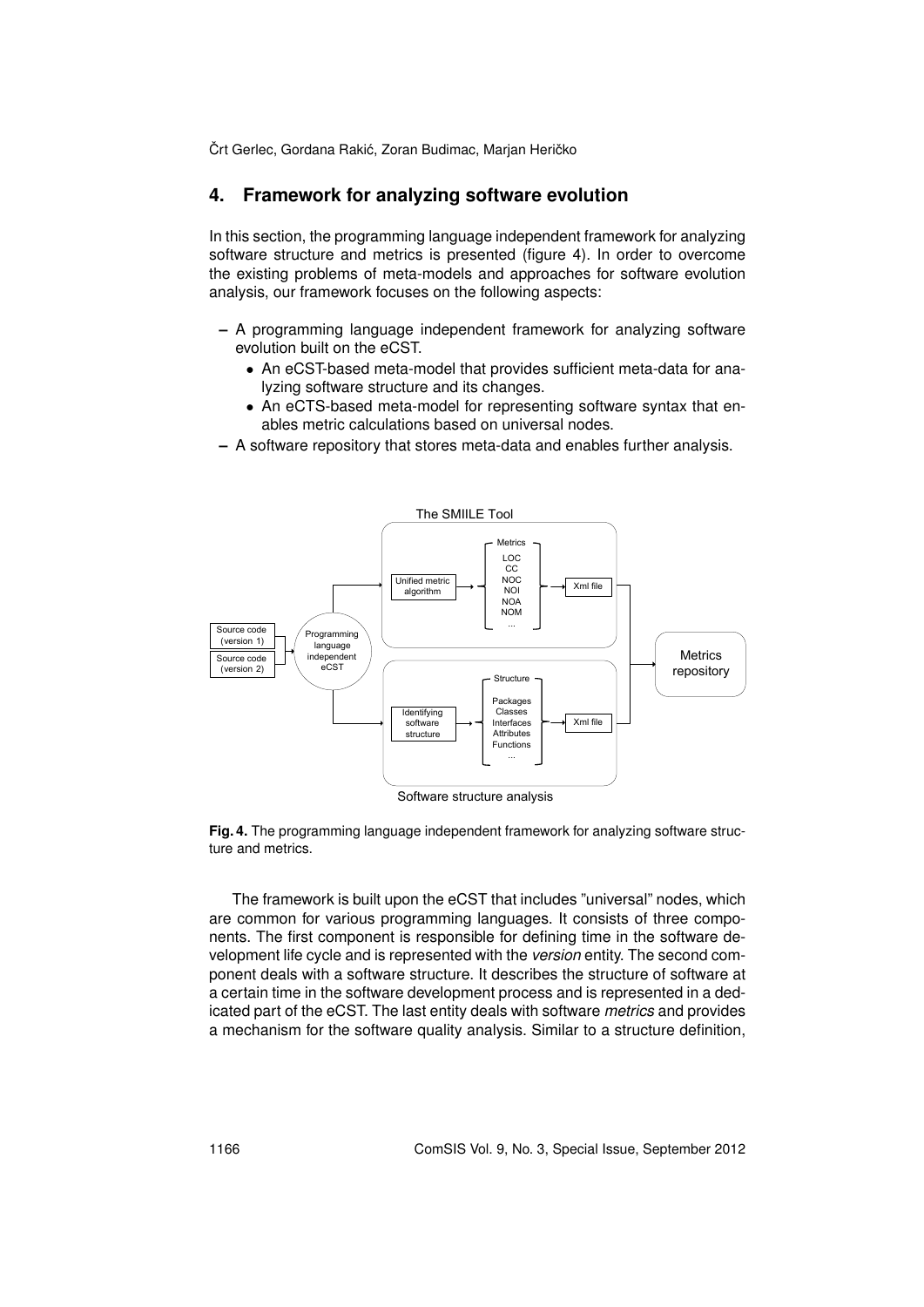## 4. Framework for analyzing software evolution

In this section, the programming language independent framework for analyzing software structure and metrics is presented (figure 4). In order to overcome the existing problems of meta-models and approaches for software evolution analysis, our framework focuses on the following aspects:

- A programming language independent framework for analyzing software evolution built on the eCST.
  - An eCST-based meta-model that provides sufficient meta-data for analyzing software structure and its changes.
  - An eCTS-based meta-model for representing software syntax that enables metric calculations based on universal nodes.
- A software repository that stores meta-data and enables further analysis.

**Fig. 4.** The programming language independent framework for analyzing software structure and metrics.

The framework is built upon the eCST that includes "universal" nodes, which are common for various programming languages. It consists of three components. The first component is responsible for defining time in the software development life cycle and is represented with the *version* entity. The second component deals with a software structure. It describes the structure of software at a certain time in the software development process and is represented in a dedicated part of the eCST. The last entity deals with software *metrics* and provides a mechanism for the software quality analysis. Similar to a structure definition,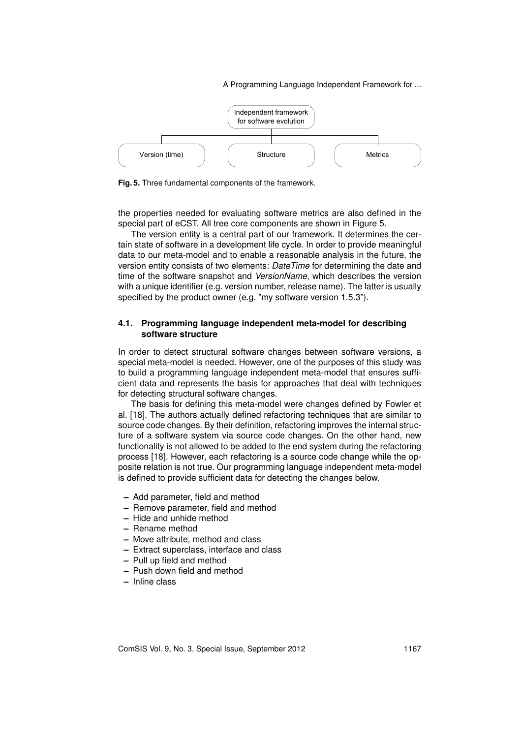Fig. 5. Three fundamental components of the framework.

the properties needed for evaluating software metrics are also defined in the special part of eCST. All tree core components are shown in Figure 5.

The version entity is a central part of our framework. It determines the certain state of software in a development life cycle. In order to provide meaningful data to our meta-model and to enable a reasonable analysis in the future, the version entity consists of two elements: *DateTime* for determining the date and time of the software snapshot and *VersionName*, which describes the version with a unique identifier (e.g. version number, release name). The latter is usually specified by the product owner (e.g. "my software version 1.5.3").

### 4.1. Programming language independent meta-model for describing software structure

In order to detect structural software changes between software versions, a special meta-model is needed. However, one of the purposes of this study was to build a programming language independent meta-model that ensures sufficient data and represents the basis for approaches that deal with techniques for detecting structural software changes.

The basis for defining this meta-model were changes defined by Fowler et al. [18]. The authors actually defined refactoring techniques that are similar to source code changes. By their definition, refactoring improves the internal structure of a software system via source code changes. On the other hand, new functionality is not allowed to be added to the end system during the refactoring process [18]. However, each refactoring is a source code change while the opposite relation is not true. Our programming language independent meta-model is defined to provide sufficient data for detecting the changes below.

- Add parameter, field and method
- Remove parameter, field and method
- Hide and unhide method
- Rename method
- Move attribute, method and class
- Extract superclass, interface and class
- Pull up field and method
- Push down field and method
- Inline class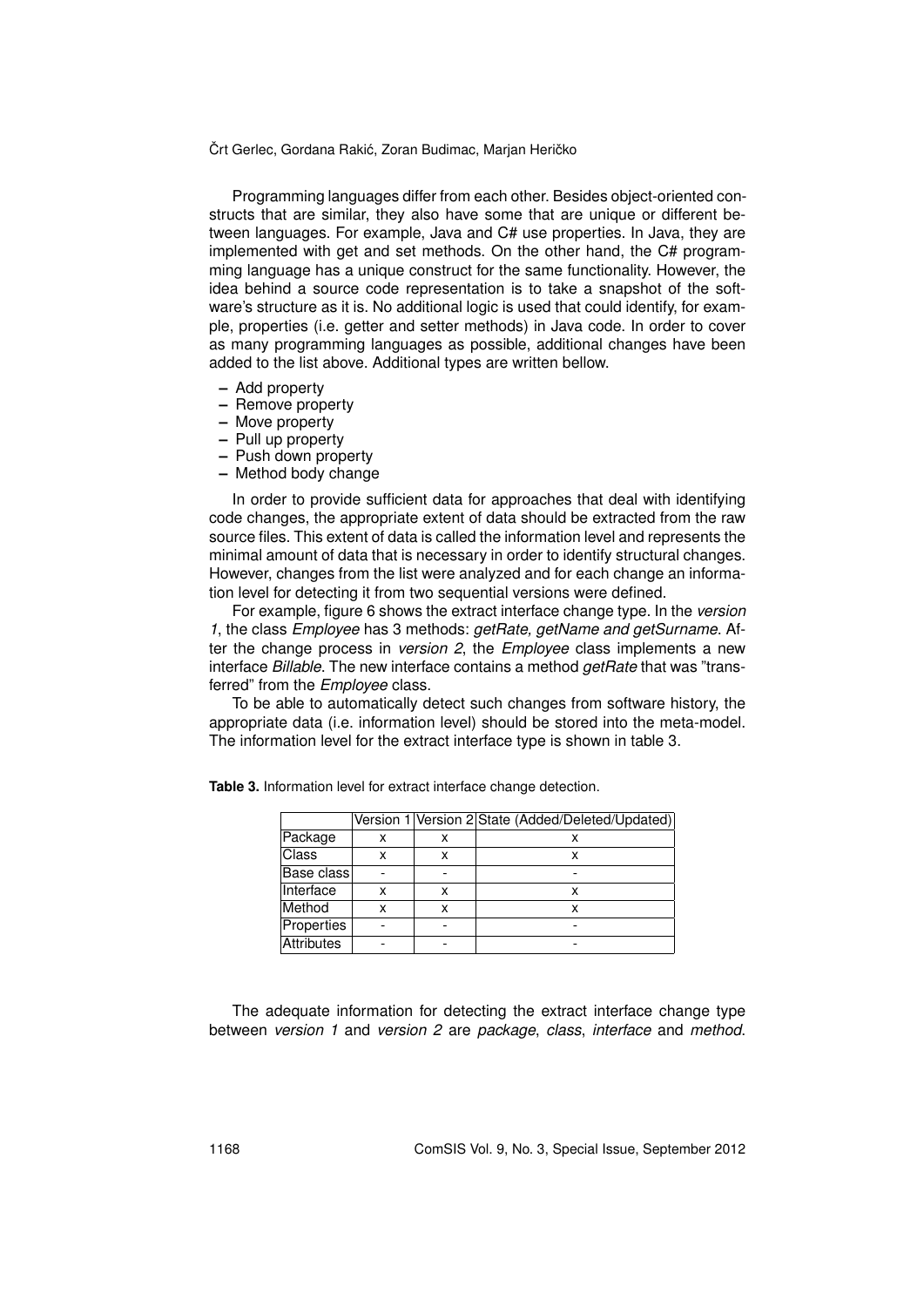Programming languages differ from each other. Besides object-oriented constructs that are similar, they also have some that are unique or different between languages. For example, Java and C# use properties. In Java, they are implemented with get and set methods. On the other hand, the C# programming language has a unique construct for the same functionality. However, the idea behind a source code representation is to take a snapshot of the software's structure as it is. No additional logic is used that could identify, for example, properties (i.e. getter and setter methods) in Java code. In order to cover as many programming languages as possible, additional changes have been added to the list above. Additional types are written bellow.

- Add property
- Remove property
- Move property
- Pull up property
- Push down property
- Method body change

In order to provide sufficient data for approaches that deal with identifying code changes, the appropriate extent of data should be extracted from the raw source files. This extent of data is called the information level and represents the minimal amount of data that is necessary in order to identify structural changes. However, changes from the list were analyzed and for each change an information level for detecting it from two sequential versions were defined.

For example, figure 6 shows the extract interface change type. In the *version 1*, the class *Employee* has 3 methods: *getRate, getName and getSurname*. After the change process in *version 2*, the *Employee* class implements a new interface *Billable*. The new interface contains a method *getRate* that was "transferred" from the *Employee* class.

To be able to automatically detect such changes from software history, the appropriate data (i.e. information level) should be stored into the meta-model. The information level for the extract interface type is shown in table 3.

**Table 3.** Information level for extract interface change detection.

| | Version 1 | Version 2 | State (Added/Deleted/Updated) |
|---|---|---|---|
| Package | x | x | x |
| Class | x | x | x |
| Base class | - | - | - |
| Interface | x | x | x |
| Method | x | x | x |
| Properties | - | - | - |
| Attributes | - | - | - |

The adequate information for detecting the extract interface change type between *version 1* and *version 2* are *package*, *class*, *interface* and *method*.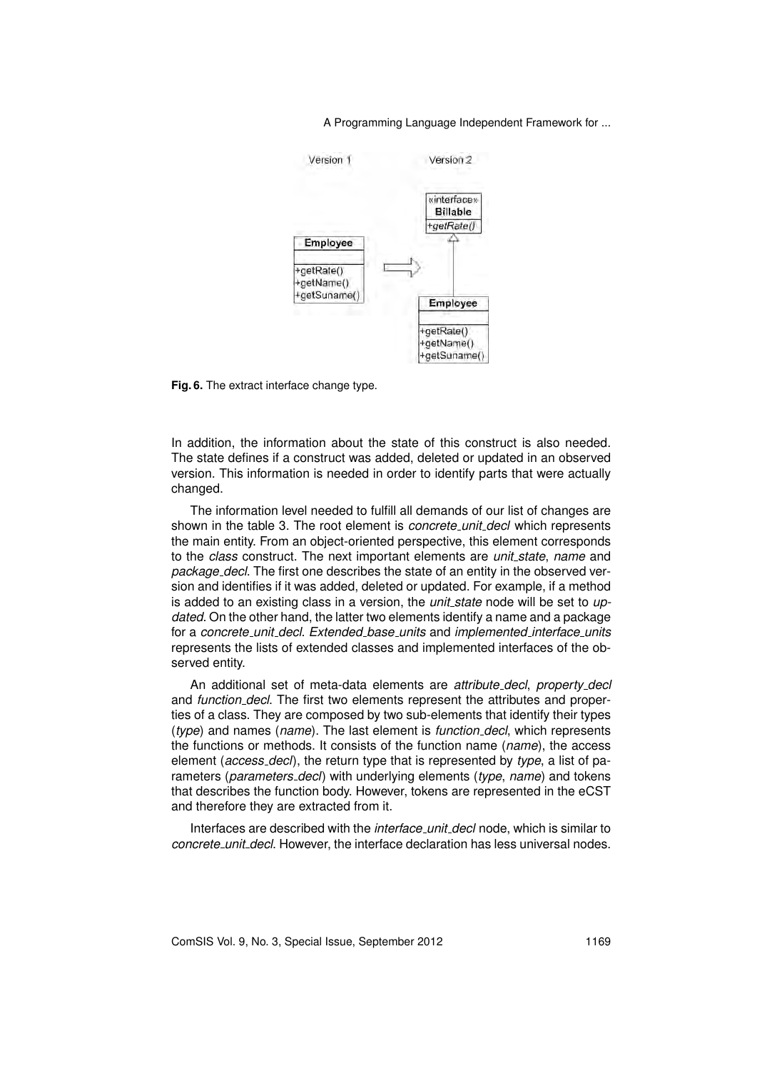Fig. 6. The extract interface change type.

In addition, the information about the state of this construct is also needed. The state defines if a construct was added, deleted or updated in an observed version. This information is needed in order to identify parts that were actually changed.

The information level needed to fulfill all demands of our list of changes are shown in the table 3. The root element is *concrete_unit_decl* which represents the main entity. From an object-oriented perspective, this element corresponds to the *class* construct. The next important elements are *unit_state*, *name* and *package_decl*. The first one describes the state of an entity in the observed version and identifies if it was added, deleted or updated. For example, if a method is added to an existing class in a version, the *unit_state* node will be set to *updated*. On the other hand, the latter two elements identify a name and a package for a *concrete_unit_decl*. *Extended_base_units* and *implemented_interface_units* represents the lists of extended classes and implemented interfaces of the observed entity.

An additional set of meta-data elements are *attribute_decl*, *property_decl* and *function_decl*. The first two elements represent the attributes and properties of a class. They are composed by two sub-elements that identify their types (*type*) and names (*name*). The last element is *function_decl*, which represents the functions or methods. It consists of the function name (*name*), the access element (*access_decl*), the return type that is represented by *type*, a list of parameters (*parameters_decl*) with underlying elements (*type*, *name*) and tokens that describes the function body. However, tokens are represented in the eCST and therefore they are extracted from it.

Interfaces are described with the *interface_unit_decl* node, which is similar to *concrete_unit_decl*. However, the interface declaration has less universal nodes.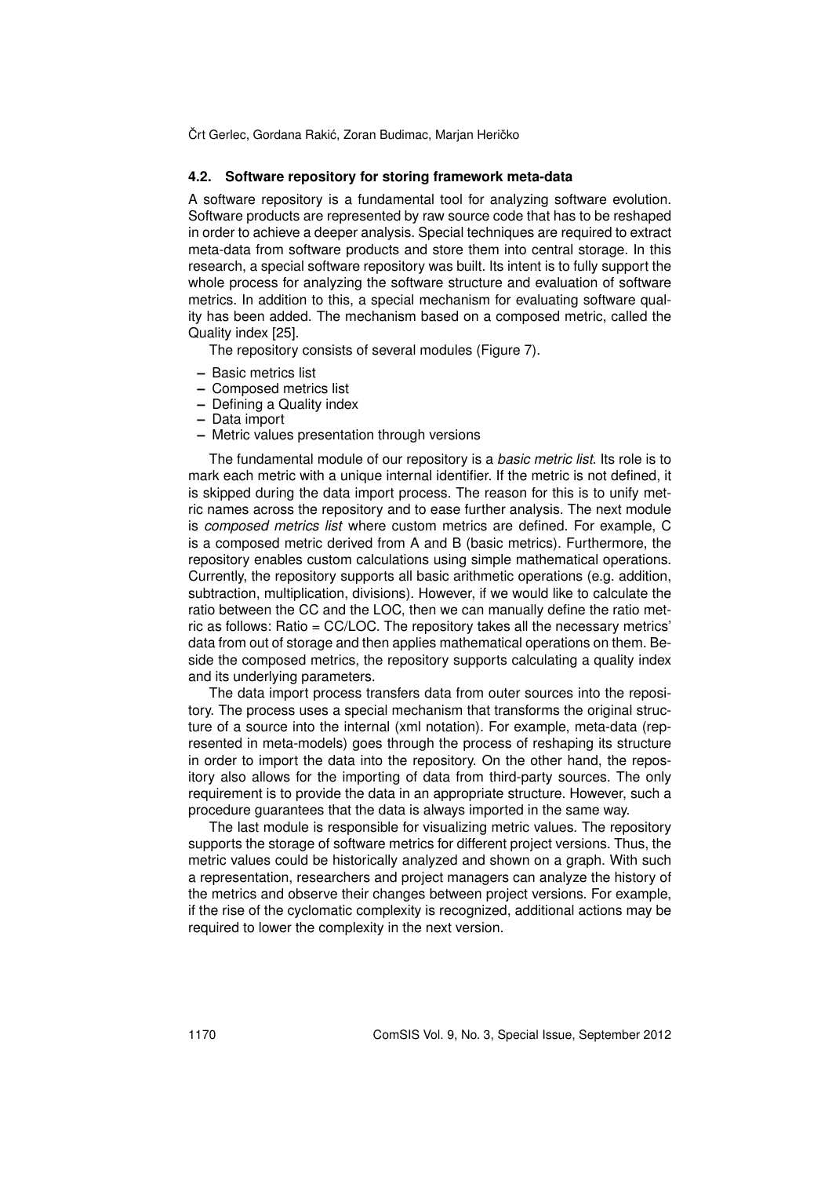### 4.2. Software repository for storing framework meta-data

A software repository is a fundamental tool for analyzing software evolution. Software products are represented by raw source code that has to be reshaped in order to achieve a deeper analysis. Special techniques are required to extract meta-data from software products and store them into central storage. In this research, a special software repository was built. Its intent is to fully support the whole process for analyzing the software structure and evaluation of software metrics. In addition to this, a special mechanism for evaluating software quality has been added. The mechanism based on a composed metric, called the Quality index [25].

The repository consists of several modules (Figure 7).

- Basic metrics list
- Composed metrics list
- Defining a Quality index
- Data import
- Metric values presentation through versions

The fundamental module of our repository is a *basic metric list*. Its role is to mark each metric with a unique internal identifier. If the metric is not defined, it is skipped during the data import process. The reason for this is to unify metric names across the repository and to ease further analysis. The next module is *composed metrics list* where custom metrics are defined. For example, C is a composed metric derived from A and B (basic metrics). Furthermore, the repository enables custom calculations using simple mathematical operations. Currently, the repository supports all basic arithmetic operations (e.g. addition, subtraction, multiplication, divisions). However, if we would like to calculate the ratio between the CC and the LOC, then we can manually define the ratio metric as follows: Ratio = CC/LOC. The repository takes all the necessary metrics' data from out of storage and then applies mathematical operations on them. Beside the composed metrics, the repository supports calculating a quality index and its underlying parameters.

The data import process transfers data from outer sources into the repository. The process uses a special mechanism that transforms the original structure of a source into the internal (xml notation). For example, meta-data (represented in meta-models) goes through the process of reshaping its structure in order to import the data into the repository. On the other hand, the repository also allows for the importing of data from third-party sources. The only requirement is to provide the data in an appropriate structure. However, such a procedure guarantees that the data is always imported in the same way.

The last module is responsible for visualizing metric values. The repository supports the storage of software metrics for different project versions. Thus, the metric values could be historically analyzed and shown on a graph. With such a representation, researchers and project managers can analyze the history of the metrics and observe their changes between project versions. For example, if the rise of the cyclomatic complexity is recognized, additional actions may be required to lower the complexity in the next version.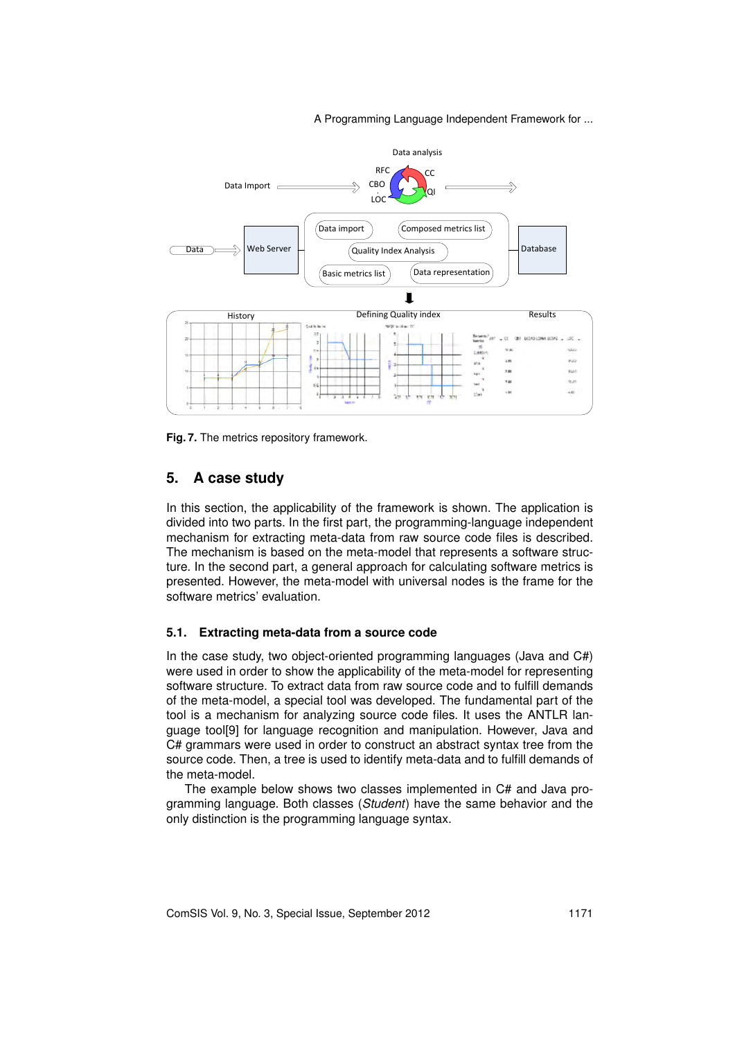**Fig. 7.** The metrics repository framework.

## 5. A case study

In this section, the applicability of the framework is shown. The application is divided into two parts. In the first part, the programming-language independent mechanism for extracting meta-data from raw source code files is described. The mechanism is based on the meta-model that represents a software structure. In the second part, a general approach for calculating software metrics is presented. However, the meta-model with universal nodes is the frame for the software metrics' evaluation.

### 5.1. Extracting meta-data from a source code

In the case study, two object-oriented programming languages (Java and C#) were used in order to show the applicability of the meta-model for representing software structure. To extract data from raw source code and to fulfill demands of the meta-model, a special tool was developed. The fundamental part of the tool is a mechanism for analyzing source code files. It uses the ANTLR language tool[9] for language recognition and manipulation. However, Java and C# grammars were used in order to construct an abstract syntax tree from the source code. Then, a tree is used to identify meta-data and to fulfill demands of the meta-model.

The example below shows two classes implemented in C# and Java programming language. Both classes (*Student*) have the same behavior and the only distinction is the programming language syntax.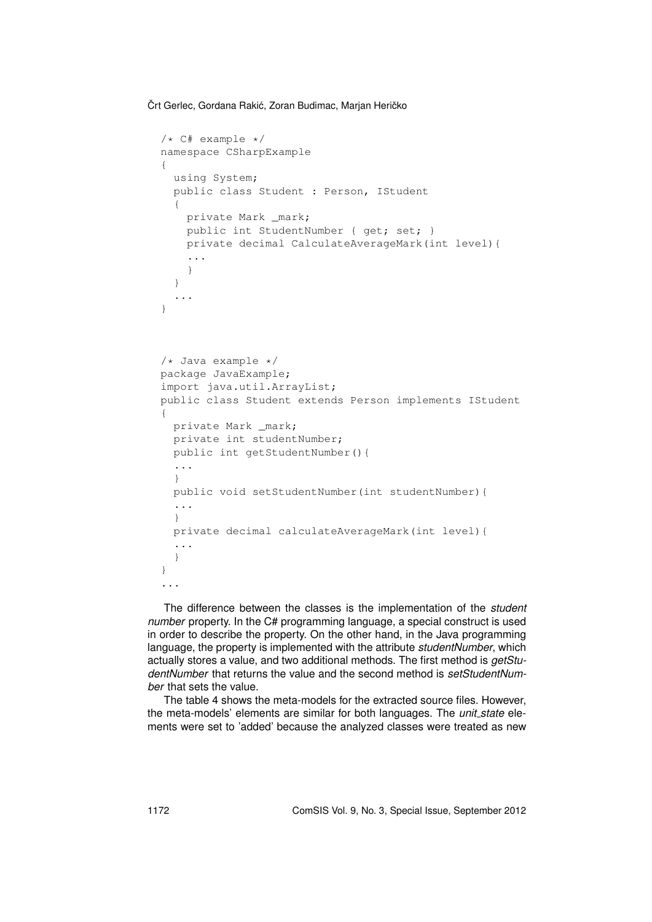```
/* C# example */
namespace CSharpExample
{
  using System;
  public class Student : Person, IStudent
  {
    private Mark _mark;
    public int StudentNumber { get; set; }
    private decimal CalculateAverageMark(int level){
    ...
    }
  }
  ...
}
```

```
/* Java example */
package JavaExample;
import java.util.ArrayList;
public class Student extends Person implements IStudent
{
  private Mark _mark;
  private int studentNumber;
  public int getStudentNumber(){
  ...
  }
  public void setStudentNumber(int studentNumber){
  ...
  }
  private decimal calculateAverageMark(int level){
  ...
  }
}
...
```

The difference between the classes is the implementation of the *student number* property. In the C# programming language, a special construct is used in order to describe the property. On the other hand, in the Java programming language, the property is implemented with the attribute *studentNumber*, which actually stores a value, and two additional methods. The first method is *getStudentNumber* that returns the value and the second method is *setStudentNumber* that sets the value.

The table 4 shows the meta-models for the extracted source files. However, the meta-models' elements are similar for both languages. The *unit_state* elements were set to 'added' because the analyzed classes were treated as new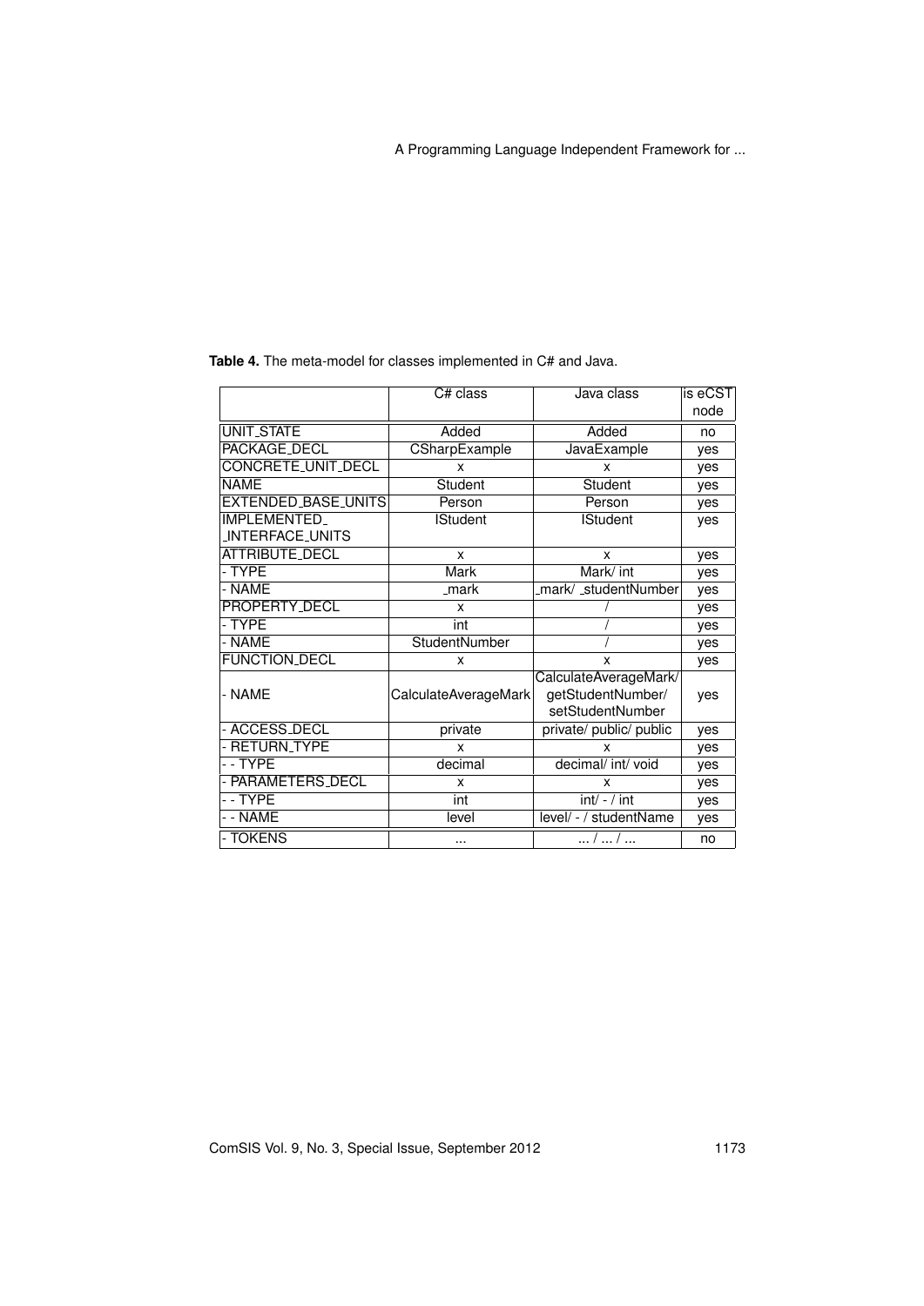**Table 4.** The meta-model for classes implemented in C# and Java.

| | C# class | Java class | is eCST node |
|---|---|---|---|
| UNIT_STATE | Added | Added | no |
| PACKAGE_DECL | CSharpExample | JavaExample | yes |
| CONCRETE_UNIT_DECL | x | x | yes |
| NAME | Student | Student | yes |
| EXTENDED_BASE_UNITS | Person | Person | yes |
| IMPLEMENTED_ _INTERFACE_UNITS | IStudent | IStudent | yes |
| ATTRIBUTE_DECL | x | x | yes |
| - TYPE | Mark | Mark/ int | yes |
| - NAME | _mark | _mark/ _studentNumber | yes |
| PROPERTY_DECL | x | / | yes |
| - TYPE | int | / | yes |
| - NAME | StudentNumber | / | yes |
| FUNCTION_DECL | x | x | yes |
| - NAME | CalculateAverageMark | CalculateAverageMark/ getStudentNumber/ setStudentNumber | yes |
| - ACCESS_DECL | private | private/ public/ public | yes |
| - RETURN_TYPE | x | x | yes |
| - - TYPE | decimal | decimal/ int/ void | yes |
| - PARAMETERS_DECL | x | x | yes |
| - - TYPE | int | int/ - / int | yes |
| - - NAME | level | level/ - / studentName | yes |
| - TOKENS | ... | ... / ... / ... | no |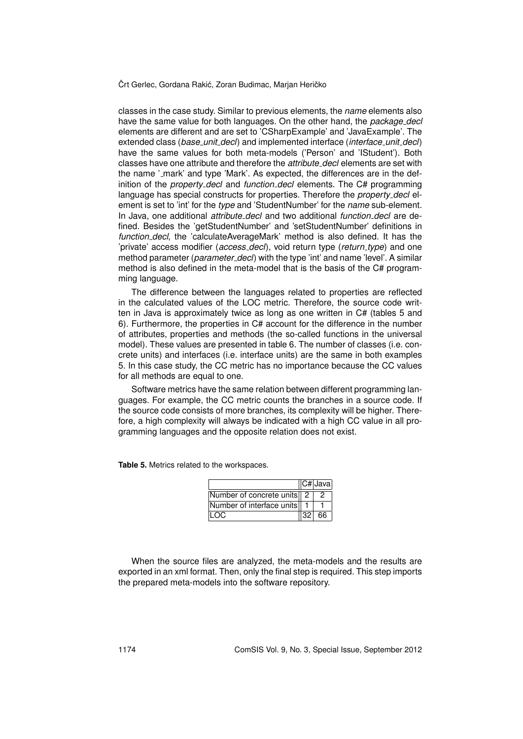classes in the case study. Similar to previous elements, the *name* elements also have the same value for both languages. On the other hand, the *package_decl* elements are different and are set to 'CSharpExample' and 'JavaExample'. The extended class (*base_unit_decl*) and implemented interface (*interface_unit_decl*) have the same values for both meta-models ('Person' and 'IStudent'). Both classes have one attribute and therefore the *attribute_decl* elements are set with the name '_mark' and type 'Mark'. As expected, the differences are in the definition of the *property_decl* and *function_decl* elements. The C# programming language has special constructs for properties. Therefore the *property_decl* element is set to 'int' for the *type* and 'StudentNumber' for the *name* sub-element. In Java, one additional *attribute_decl* and two additional *function_decl* are defined. Besides the 'getStudentNumber' and 'setStudentNumber' definitions in *function_decl*, the 'calculateAverageMark' method is also defined. It has the 'private' access modifier (*access_decl*), void return type (*return_type*) and one method parameter (*parameter_decl*) with the type 'int' and name 'level'. A similar method is also defined in the meta-model that is the basis of the C# programming language.

The difference between the languages related to properties are reflected in the calculated values of the LOC metric. Therefore, the source code written in Java is approximately twice as long as one written in C# (tables 5 and 6). Furthermore, the properties in C# account for the difference in the number of attributes, properties and methods (the so-called functions in the universal model). These values are presented in table 6. The number of classes (i.e. concrete units) and interfaces (i.e. interface units) are the same in both examples 5. In this case study, the CC metric has no importance because the CC values for all methods are equal to one.

Software metrics have the same relation between different programming languages. For example, the CC metric counts the branches in a source code. If the source code consists of more branches, its complexity will be higher. Therefore, a high complexity will always be indicated with a high CC value in all programming languages and the opposite relation does not exist.

**Table 5.** Metrics related to the workspaces.

| | C# | Java |
|---|---|---|
| Number of concrete units | 2 | 2 |
| Number of interface units | 1 | 1 |
| LOC | 32 | 66 |

When the source files are analyzed, the meta-models and the results are exported in an xml format. Then, only the final step is required. This step imports the prepared meta-models into the software repository.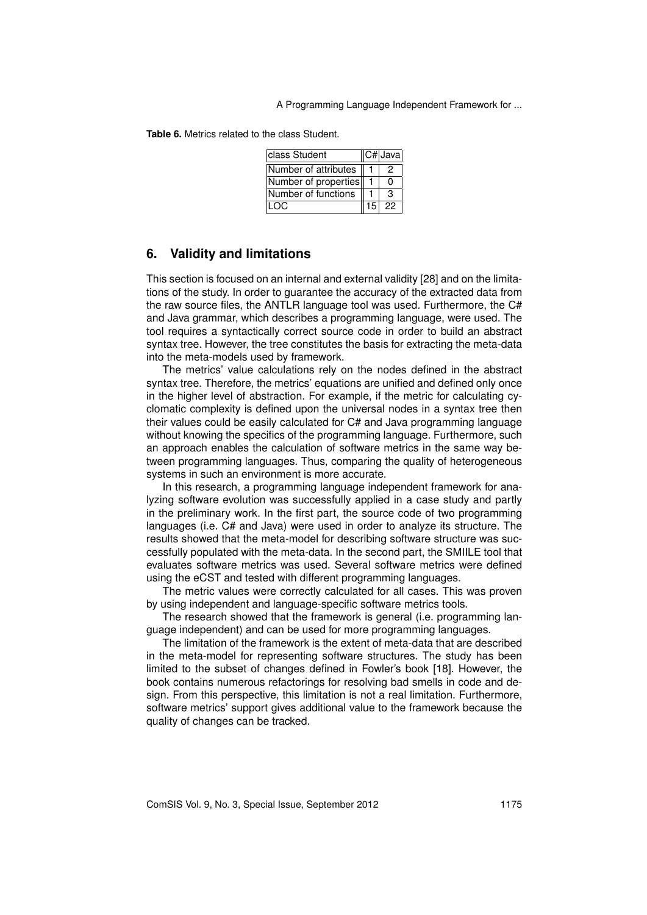**Table 6.** Metrics related to the class Student.

| class Student | C# | Java |
|---|---|---|
| Number of attributes | 1 | 2 |
| Number of properties | 1 | 0 |
| Number of functions | 1 | 3 |
| LOC | 15 | 22 |

## 6. Validity and limitations

This section is focused on an internal and external validity [28] and on the limitations of the study. In order to guarantee the accuracy of the extracted data from the raw source files, the ANTLR language tool was used. Furthermore, the C# and Java grammar, which describes a programming language, were used. The tool requires a syntactically correct source code in order to build an abstract syntax tree. However, the tree constitutes the basis for extracting the meta-data into the meta-models used by framework.

The metrics' value calculations rely on the nodes defined in the abstract syntax tree. Therefore, the metrics' equations are unified and defined only once in the higher level of abstraction. For example, if the metric for calculating cyclomatic complexity is defined upon the universal nodes in a syntax tree then their values could be easily calculated for C# and Java programming language without knowing the specifics of the programming language. Furthermore, such an approach enables the calculation of software metrics in the same way between programming languages. Thus, comparing the quality of heterogeneous systems in such an environment is more accurate.

In this research, a programming language independent framework for analyzing software evolution was successfully applied in a case study and partly in the preliminary work. In the first part, the source code of two programming languages (i.e. C# and Java) were used in order to analyze its structure. The results showed that the meta-model for describing software structure was successfully populated with the meta-data. In the second part, the SMIILE tool that evaluates software metrics was used. Several software metrics were defined using the eCST and tested with different programming languages.

The metric values were correctly calculated for all cases. This was proven by using independent and language-specific software metrics tools.

The research showed that the framework is general (i.e. programming language independent) and can be used for more programming languages.

The limitation of the framework is the extent of meta-data that are described in the meta-model for representing software structures. The study has been limited to the subset of changes defined in Fowler's book [18]. However, the book contains numerous refactorings for resolving bad smells in code and design. From this perspective, this limitation is not a real limitation. Furthermore, software metrics' support gives additional value to the framework because the quality of changes can be tracked.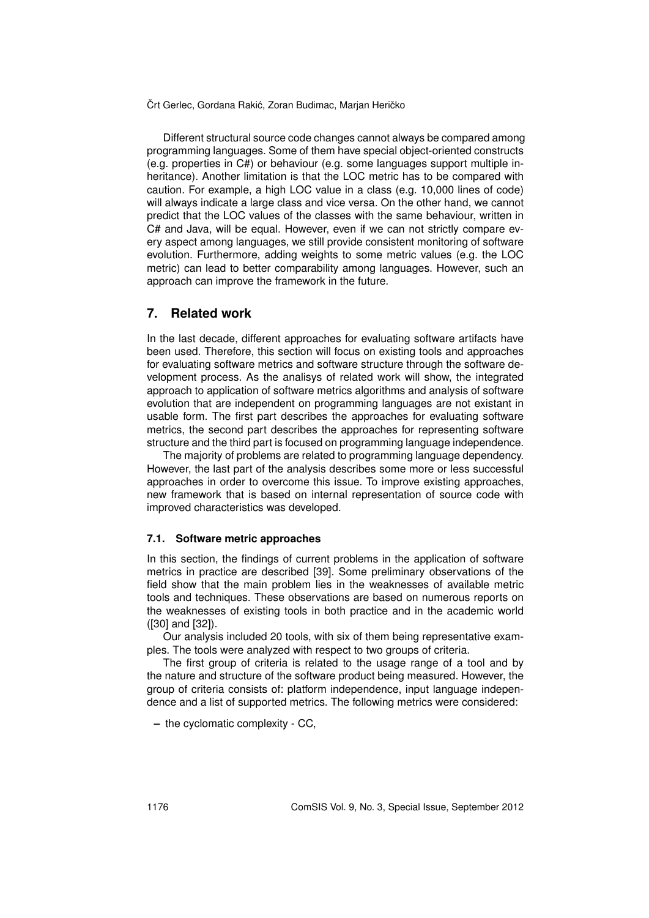Different structural source code changes cannot always be compared among programming languages. Some of them have special object-oriented constructs (e.g. properties in C#) or behaviour (e.g. some languages support multiple inheritance). Another limitation is that the LOC metric has to be compared with caution. For example, a high LOC value in a class (e.g. 10,000 lines of code) will always indicate a large class and vice versa. On the other hand, we cannot predict that the LOC values of the classes with the same behaviour, written in C# and Java, will be equal. However, even if we can not strictly compare every aspect among languages, we still provide consistent monitoring of software evolution. Furthermore, adding weights to some metric values (e.g. the LOC metric) can lead to better comparability among languages. However, such an approach can improve the framework in the future.

## 7. Related work

In the last decade, different approaches for evaluating software artifacts have been used. Therefore, this section will focus on existing tools and approaches for evaluating software metrics and software structure through the software development process. As the analisys of related work will show, the integrated approach to application of software metrics algorithms and analysis of software evolution that are independent on programming languages are not existant in usable form. The first part describes the approaches for evaluating software metrics, the second part describes the approaches for representing software structure and the third part is focused on programming language independence.

The majority of problems are related to programming language dependency. However, the last part of the analysis describes some more or less successful approaches in order to overcome this issue. To improve existing approaches, new framework that is based on internal representation of source code with improved characteristics was developed.

### 7.1. Software metric approaches

In this section, the findings of current problems in the application of software metrics in practice are described [39]. Some preliminary observations of the field show that the main problem lies in the weaknesses of available metric tools and techniques. These observations are based on numerous reports on the weaknesses of existing tools in both practice and in the academic world ([30] and [32]).

Our analysis included 20 tools, with six of them being representative examples. The tools were analyzed with respect to two groups of criteria.

The first group of criteria is related to the usage range of a tool and by the nature and structure of the software product being measured. However, the group of criteria consists of: platform independence, input language independence and a list of supported metrics. The following metrics were considered:

– the cyclomatic complexity - CC,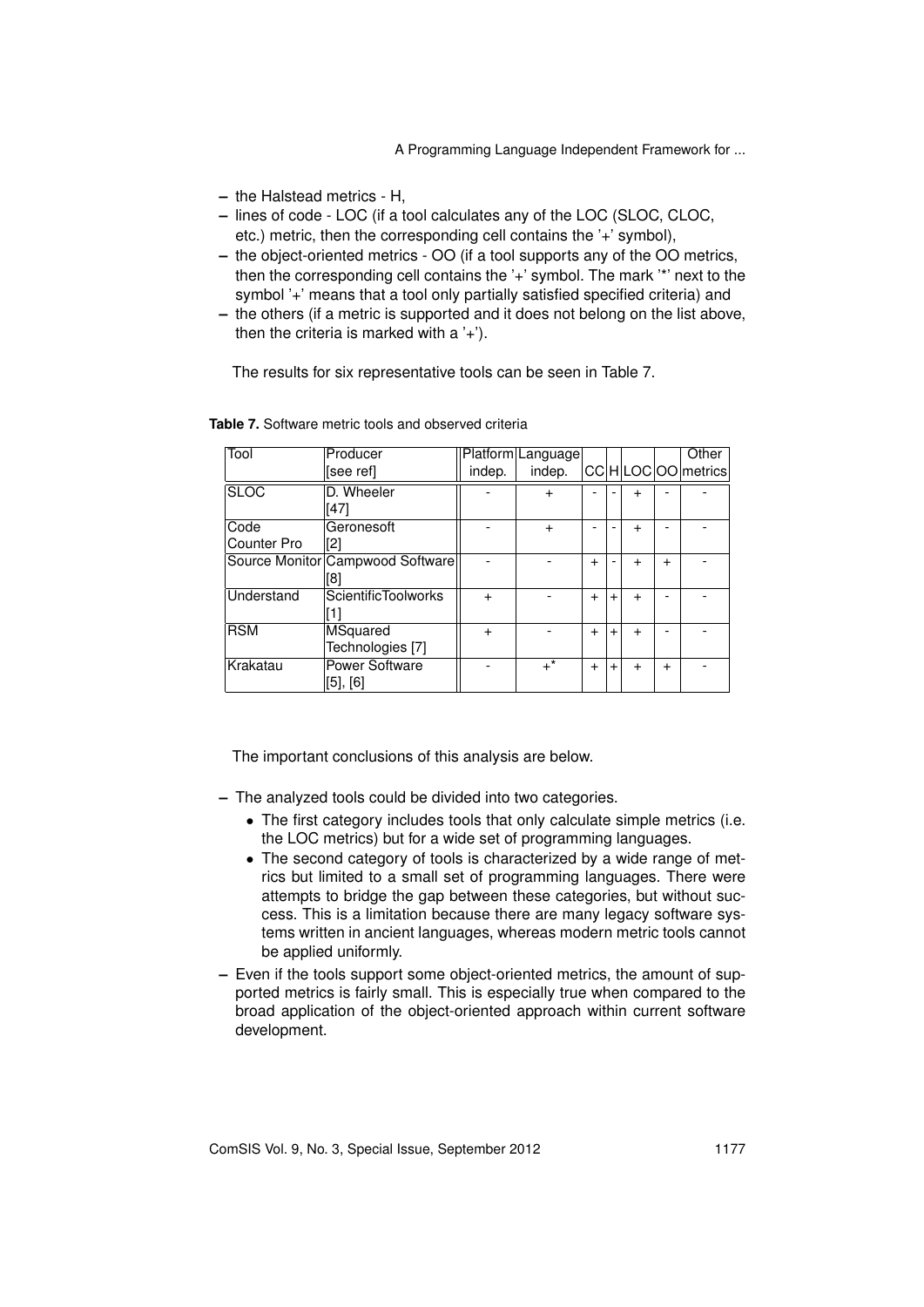- the Halstead metrics - H,
- lines of code - LOC (if a tool calculates any of the LOC (SLOC, CLOC, etc.) metric, then the corresponding cell contains the '+' symbol),
- the object-oriented metrics - OO (if a tool supports any of the OO metrics, then the corresponding cell contains the '+' symbol. The mark '*' next to the symbol '+' means that a tool only partially satisfied specified criteria) and
- the others (if a metric is supported and it does not belong on the list above, then the criteria is marked with a '+').

The results for six representative tools can be seen in Table 7.

**Table 7.** Software metric tools and observed criteria

| Tool | Producer [see ref] | Platform indep. | Language indep. | CC | H | LOC | OO | Other metrics |
|---|---|---|---|---|---|---|---|---|
| SLOC | D. Wheeler [47] | - | + | - | - | + | - | - |
| Code Counter Pro | Geronesoft [2] | - | + | - | - | + | - | - |
| Source Monitor | Campwood Software [8] | - | - | + | - | + | + | - |
| Understand | ScientificToolworks [1] | + | - | + | + | + | - | - |
| RSM | MSquared Technologies [7] | + | - | + | + | + | - | - |
| Krakatau | Power Software [5], [6] | - | +* | + | + | + | + | - |

The important conclusions of this analysis are below.

- The analyzed tools could be divided into two categories.
  - The first category includes tools that only calculate simple metrics (i.e. the LOC metrics) but for a wide set of programming languages.
  - The second category of tools is characterized by a wide range of metrics but limited to a small set of programming languages. There were attempts to bridge the gap between these categories, but without success. This is a limitation because there are many legacy software systems written in ancient languages, whereas modern metric tools cannot be applied uniformly.
- Even if the tools support some object-oriented metrics, the amount of supported metrics is fairly small. This is especially true when compared to the broad application of the object-oriented approach within current software development.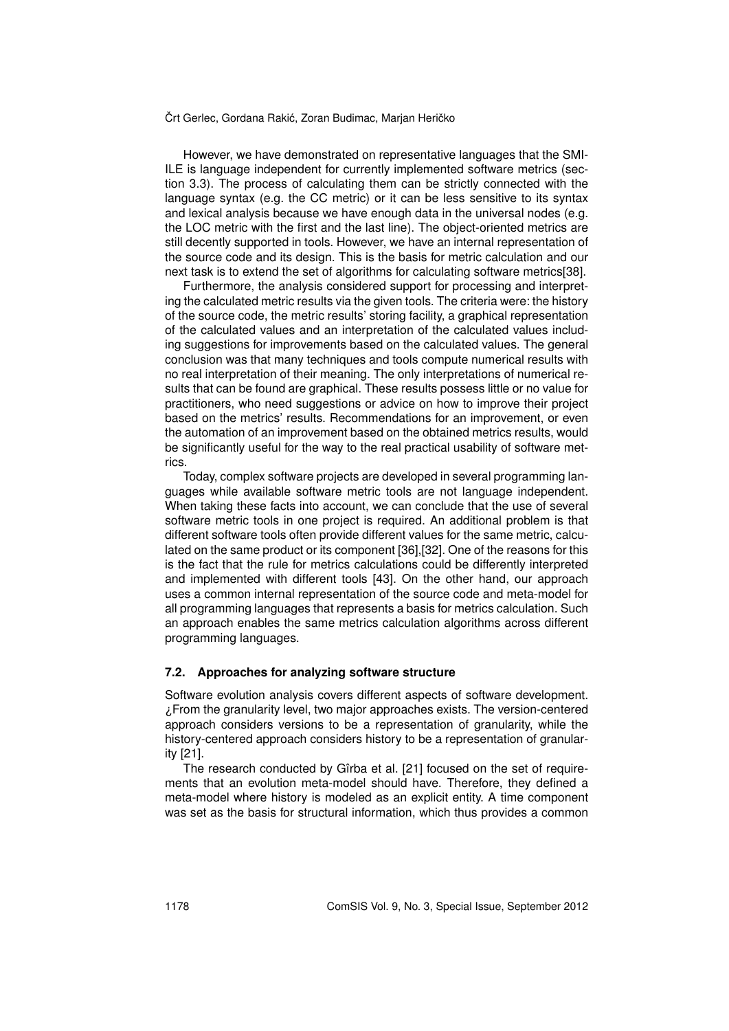However, we have demonstrated on representative languages that the SMIILE is language independent for currently implemented software metrics (section 3.3). The process of calculating them can be strictly connected with the language syntax (e.g. the CC metric) or it can be less sensitive to its syntax and lexical analysis because we have enough data in the universal nodes (e.g. the LOC metric with the first and the last line). The object-oriented metrics are still decently supported in tools. However, we have an internal representation of the source code and its design. This is the basis for metric calculation and our next task is to extend the set of algorithms for calculating software metrics[38].

Furthermore, the analysis considered support for processing and interpreting the calculated metric results via the given tools. The criteria were: the history of the source code, the metric results' storing facility, a graphical representation of the calculated values and an interpretation of the calculated values including suggestions for improvements based on the calculated values. The general conclusion was that many techniques and tools compute numerical results with no real interpretation of their meaning. The only interpretations of numerical results that can be found are graphical. These results possess little or no value for practitioners, who need suggestions or advice on how to improve their project based on the metrics' results. Recommendations for an improvement, or even the automation of an improvement based on the obtained metrics results, would be significantly useful for the way to the real practical usability of software metrics.

Today, complex software projects are developed in several programming languages while available software metric tools are not language independent. When taking these facts into account, we can conclude that the use of several software metric tools in one project is required. An additional problem is that different software tools often provide different values for the same metric, calculated on the same product or its component [36],[32]. One of the reasons for this is the fact that the rule for metrics calculations could be differently interpreted and implemented with different tools [43]. On the other hand, our approach uses a common internal representation of the source code and meta-model for all programming languages that represents a basis for metrics calculation. Such an approach enables the same metrics calculation algorithms across different programming languages.

### 7.2. Approaches for analyzing software structure

Software evolution analysis covers different aspects of software development. ¿From the granularity level, two major approaches exists. The version-centered approach considers versions to be a representation of granularity, while the history-centered approach considers history to be a representation of granularity [21].

The research conducted by Gîrba et al. [21] focused on the set of requirements that an evolution meta-model should have. Therefore, they defined a meta-model where history is modeled as an explicit entity. A time component was set as the basis for structural information, which thus provides a common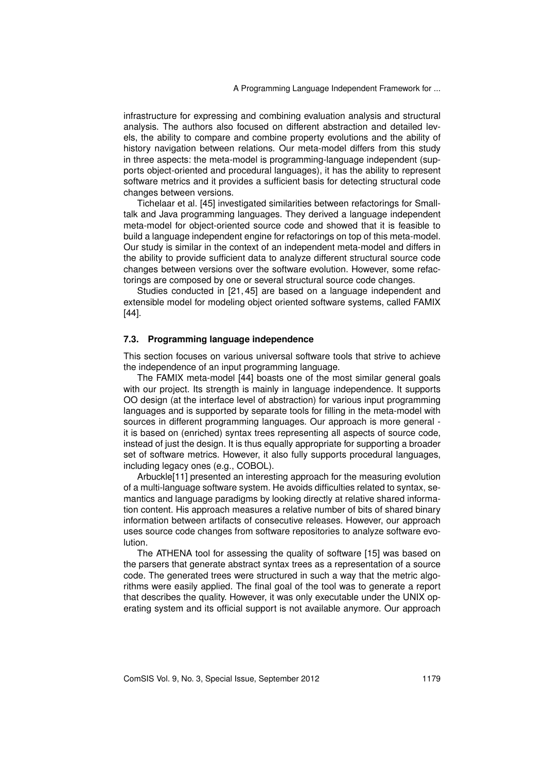infrastructure for expressing and combining evaluation analysis and structural analysis. The authors also focused on different abstraction and detailed levels, the ability to compare and combine property evolutions and the ability of history navigation between relations. Our meta-model differs from this study in three aspects: the meta-model is programming-language independent (supports object-oriented and procedural languages), it has the ability to represent software metrics and it provides a sufficient basis for detecting structural code changes between versions.

Tichelaar et al. [45] investigated similarities between refactorings for Smalltalk and Java programming languages. They derived a language independent meta-model for object-oriented source code and showed that it is feasible to build a language independent engine for refactorings on top of this meta-model. Our study is similar in the context of an independent meta-model and differs in the ability to provide sufficient data to analyze different structural source code changes between versions over the software evolution. However, some refactorings are composed by one or several structural source code changes.

Studies conducted in [21, 45] are based on a language independent and extensible model for modeling object oriented software systems, called FAMIX [44].

### 7.3. Programming language independence

This section focuses on various universal software tools that strive to achieve the independence of an input programming language.

The FAMIX meta-model [44] boasts one of the most similar general goals with our project. Its strength is mainly in language independence. It supports OO design (at the interface level of abstraction) for various input programming languages and is supported by separate tools for filling in the meta-model with sources in different programming languages. Our approach is more general - it is based on (enriched) syntax trees representing all aspects of source code, instead of just the design. It is thus equally appropriate for supporting a broader set of software metrics. However, it also fully supports procedural languages, including legacy ones (e.g., COBOL).

Arbuckle[11] presented an interesting approach for the measuring evolution of a multi-language software system. He avoids difficulties related to syntax, semantics and language paradigms by looking directly at relative shared information content. His approach measures a relative number of bits of shared binary information between artifacts of consecutive releases. However, our approach uses source code changes from software repositories to analyze software evolution.

The ATHENA tool for assessing the quality of software [15] was based on the parsers that generate abstract syntax trees as a representation of a source code. The generated trees were structured in such a way that the metric algorithms were easily applied. The final goal of the tool was to generate a report that describes the quality. However, it was only executable under the UNIX operating system and its official support is not available anymore. Our approach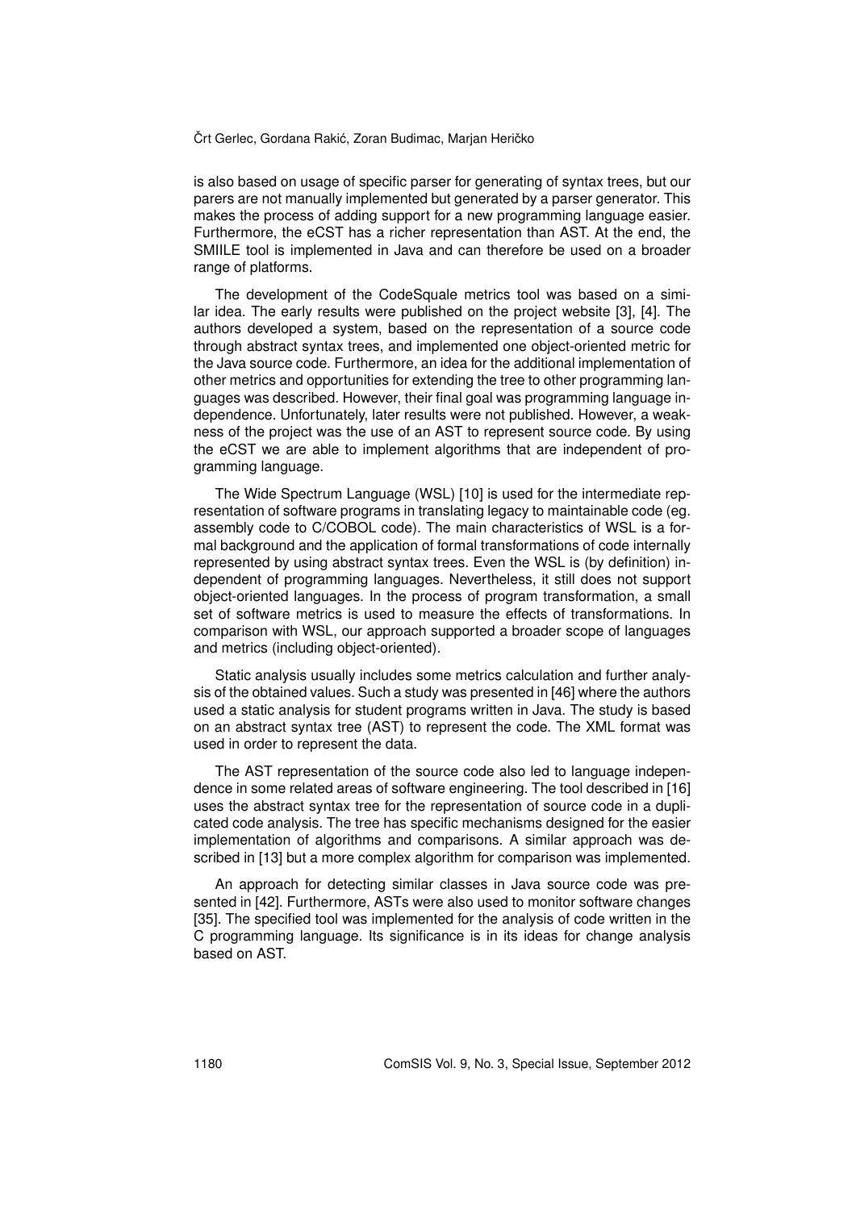is also based on usage of specific parser for generating of syntax trees, but our parers are not manually implemented but generated by a parser generator. This makes the process of adding support for a new programming language easier. Furthermore, the eCST has a richer representation than AST. At the end, the SMIILE tool is implemented in Java and can therefore be used on a broader range of platforms.

The development of the CodeSquale metrics tool was based on a similar idea. The early results were published on the project website [3], [4]. The authors developed a system, based on the representation of a source code through abstract syntax trees, and implemented one object-oriented metric for the Java source code. Furthermore, an idea for the additional implementation of other metrics and opportunities for extending the tree to other programming languages was described. However, their final goal was programming language independence. Unfortunately, later results were not published. However, a weakness of the project was the use of an AST to represent source code. By using the eCST we are able to implement algorithms that are independent of programming language.

The Wide Spectrum Language (WSL) [10] is used for the intermediate representation of software programs in translating legacy to maintainable code (eg. assembly code to C/COBOL code). The main characteristics of WSL is a formal background and the application of formal transformations of code internally represented by using abstract syntax trees. Even the WSL is (by definition) independent of programming languages. Nevertheless, it still does not support object-oriented languages. In the process of program transformation, a small set of software metrics is used to measure the effects of transformations. In comparison with WSL, our approach supported a broader scope of languages and metrics (including object-oriented).

Static analysis usually includes some metrics calculation and further analysis of the obtained values. Such a study was presented in [46] where the authors used a static analysis for student programs written in Java. The study is based on an abstract syntax tree (AST) to represent the code. The XML format was used in order to represent the data.

The AST representation of the source code also led to language independence in some related areas of software engineering. The tool described in [16] uses the abstract syntax tree for the representation of source code in a duplicated code analysis. The tree has specific mechanisms designed for the easier implementation of algorithms and comparisons. A similar approach was described in [13] but a more complex algorithm for comparison was implemented.

An approach for detecting similar classes in Java source code was presented in [42]. Furthermore, ASTs were also used to monitor software changes [35]. The specified tool was implemented for the analysis of code written in the C programming language. Its significance is in its ideas for change analysis based on AST.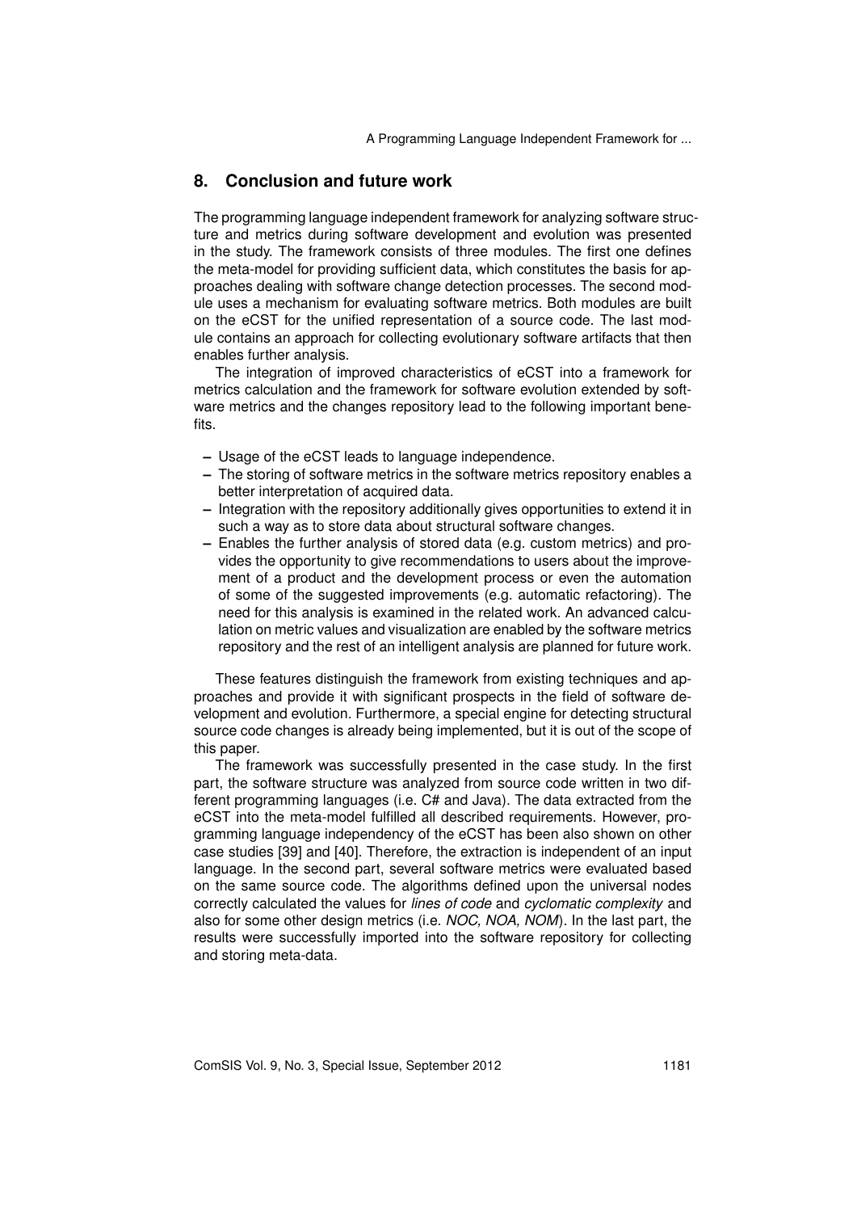## 8. Conclusion and future work

The programming language independent framework for analyzing software structure and metrics during software development and evolution was presented in the study. The framework consists of three modules. The first one defines the meta-model for providing sufficient data, which constitutes the basis for approaches dealing with software change detection processes. The second module uses a mechanism for evaluating software metrics. Both modules are built on the eCST for the unified representation of a source code. The last module contains an approach for collecting evolutionary software artifacts that then enables further analysis.

The integration of improved characteristics of eCST into a framework for metrics calculation and the framework for software evolution extended by software metrics and the changes repository lead to the following important benefits.

- Usage of the eCST leads to language independence.
- The storing of software metrics in the software metrics repository enables a better interpretation of acquired data.
- Integration with the repository additionally gives opportunities to extend it in such a way as to store data about structural software changes.
- Enables the further analysis of stored data (e.g. custom metrics) and provides the opportunity to give recommendations to users about the improvement of a product and the development process or even the automation of some of the suggested improvements (e.g. automatic refactoring). The need for this analysis is examined in the related work. An advanced calculation on metric values and visualization are enabled by the software metrics repository and the rest of an intelligent analysis are planned for future work.

These features distinguish the framework from existing techniques and approaches and provide it with significant prospects in the field of software development and evolution. Furthermore, a special engine for detecting structural source code changes is already being implemented, but it is out of the scope of this paper.

The framework was successfully presented in the case study. In the first part, the software structure was analyzed from source code written in two different programming languages (i.e. C# and Java). The data extracted from the eCST into the meta-model fulfilled all described requirements. However, programming language independency of the eCST has been also shown on other case studies [39] and [40]. Therefore, the extraction is independent of an input language. In the second part, several software metrics were evaluated based on the same source code. The algorithms defined upon the universal nodes correctly calculated the values for *lines of code* and *cyclomatic complexity* and also for some other design metrics (i.e. *NOC, NOA, NOM*). In the last part, the results were successfully imported into the software repository for collecting and storing meta-data.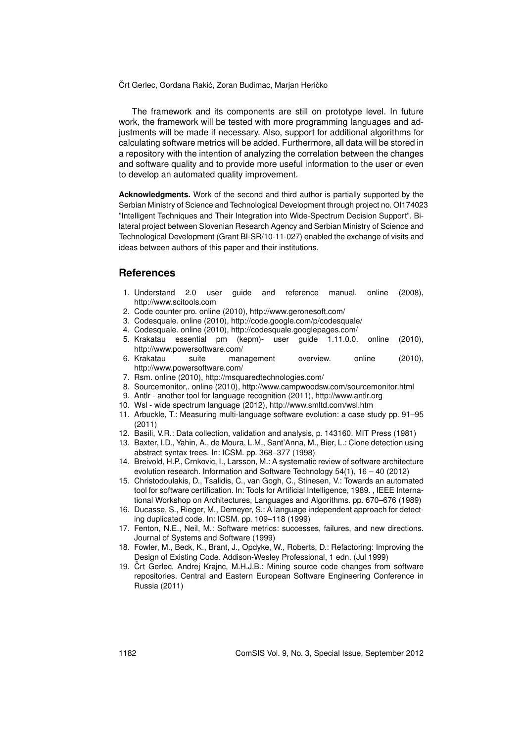The framework and its components are still on prototype level. In future work, the framework will be tested with more programming languages and adjustments will be made if necessary. Also, support for additional algorithms for calculating software metrics will be added. Furthermore, all data will be stored in a repository with the intention of analyzing the correlation between the changes and software quality and to provide more useful information to the user or even to develop an automated quality improvement.

**Acknowledgments.** Work of the second and third author is partially supported by the Serbian Ministry of Science and Technological Development through project no. OI174023 "Intelligent Techniques and Their Integration into Wide-Spectrum Decision Support". Bilateral project between Slovenian Research Agency and Serbian Ministry of Science and Technological Development (Grant BI-SR/10-11-027) enabled the exchange of visits and ideas between authors of this paper and their institutions.

## References

1. Understand 2.0 user guide and reference manual. online (2008), http://www.scitools.com
2. Code counter pro. online (2010), http://www.geronesoft.com/
3. Codesquale. online (2010), http://code.google.com/p/codesquale/
4. Codesquale. online (2010), http://codesquale.googlepages.com/
5. Krakatau essential pm (kepm)- user guide 1.11.0.0. online (2010), http://www.powersoftware.com/
6. Krakatau suite management overview. online (2010), http://www.powersoftware.com/
7. Rsm. online (2010), http://msquaredtechnologies.com/
8. Sourcemonitor,. online (2010), http://www.campwoodsw.com/sourcemonitor.html
9. Antlr - another tool for language recognition (2011), http://www.antlr.org
10. Wsl - wide spectrum language (2012), http://www.smltd.com/wsl.htm
11. Arbuckle, T.: Measuring multi-language software evolution: a case study pp. 91–95 (2011)
12. Basili, V.R.: Data collection, validation and analysis, p. 143160. MIT Press (1981)
13. Baxter, I.D., Yahin, A., de Moura, L.M., Sant'Anna, M., Bier, L.: Clone detection using abstract syntax trees. In: ICSM. pp. 368–377 (1998)
14. Breivold, H.P., Crnkovic, I., Larsson, M.: A systematic review of software architecture evolution research. Information and Software Technology 54(1), 16 – 40 (2012)
15. Christodoulakis, D., Tsalidis, C., van Gogh, C., Stinesen, V.: Towards an automated tool for software certification. In: Tools for Artificial Intelligence, 1989. , IEEE International Workshop on Architectures, Languages and Algorithms. pp. 670–676 (1989)
16. Ducasse, S., Rieger, M., Demeyer, S.: A language independent approach for detecting duplicated code. In: ICSM. pp. 109–118 (1999)
17. Fenton, N.E., Neil, M.: Software metrics: successes, failures, and new directions. Journal of Systems and Software (1999)
18. Fowler, M., Beck, K., Brant, J., Opdyke, W., Roberts, D.: Refactoring: Improving the Design of Existing Code. Addison-Wesley Professional, 1 edn. (Jul 1999)
19. Črt Gerlec, Andrej Krajnc, M.H.J.B.: Mining source code changes from software repositories. Central and Eastern European Software Engineering Conference in Russia (2011)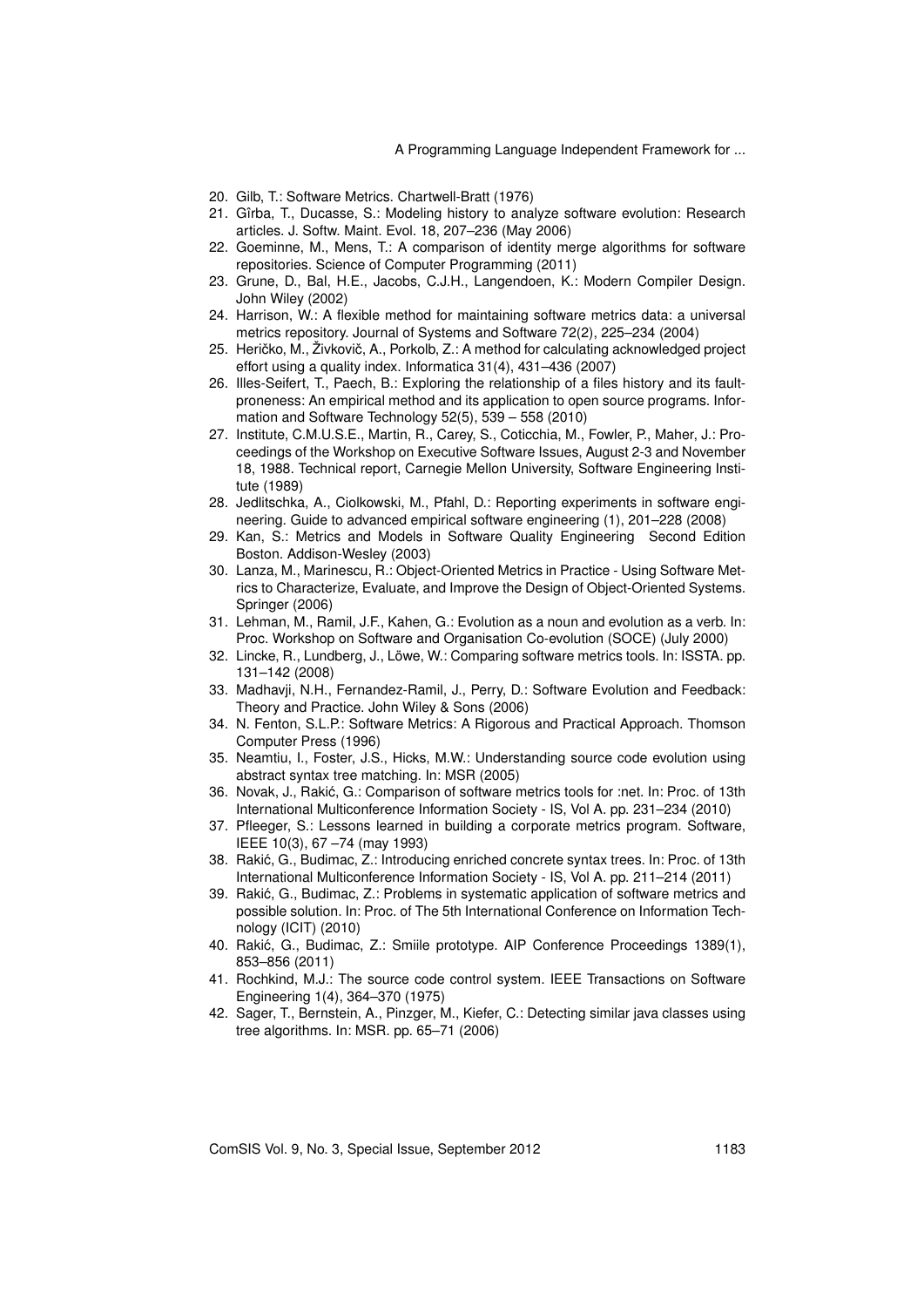20. Gilb, T.: Software Metrics. Chartwell-Bratt (1976)
21. Gîrba, T., Ducasse, S.: Modeling history to analyze software evolution: Research articles. J. Softw. Maint. Evol. 18, 207–236 (May 2006)
22. Goeminne, M., Mens, T.: A comparison of identity merge algorithms for software repositories. Science of Computer Programming (2011)
23. Grune, D., Bal, H.E., Jacobs, C.J.H., Langendoen, K.: Modern Compiler Design. John Wiley (2002)
24. Harrison, W.: A flexible method for maintaining software metrics data: a universal metrics repository. Journal of Systems and Software 72(2), 225–234 (2004)
25. Heričko, M., Živkovič, A., Porkolb, Z.: A method for calculating acknowledged project effort using a quality index. Informatica 31(4), 431–436 (2007)
26. Illes-Seifert, T., Paech, B.: Exploring the relationship of a files history and its fault-proneness: An empirical method and its application to open source programs. Information and Software Technology 52(5), 539 – 558 (2010)
27. Institute, C.M.U.S.E., Martin, R., Carey, S., Coticchia, M., Fowler, P., Maher, J.: Proceedings of the Workshop on Executive Software Issues, August 2-3 and November 18, 1988. Technical report, Carnegie Mellon University, Software Engineering Institute (1989)
28. Jedlitschka, A., Ciolkowski, M., Pfahl, D.: Reporting experiments in software engineering. Guide to advanced empirical software engineering (1), 201–228 (2008)
29. Kan, S.: Metrics and Models in Software Quality Engineering Second Edition Boston. Addison-Wesley (2003)
30. Lanza, M., Marinescu, R.: Object-Oriented Metrics in Practice - Using Software Metrics to Characterize, Evaluate, and Improve the Design of Object-Oriented Systems. Springer (2006)
31. Lehman, M., Ramil, J.F., Kahen, G.: Evolution as a noun and evolution as a verb. In: Proc. Workshop on Software and Organisation Co-evolution (SOCE) (July 2000)
32. Lincke, R., Lundberg, J., Löwe, W.: Comparing software metrics tools. In: ISSTA. pp. 131–142 (2008)
33. Madhavji, N.H., Fernandez-Ramil, J., Perry, D.: Software Evolution and Feedback: Theory and Practice. John Wiley & Sons (2006)
34. N. Fenton, S.L.P.: Software Metrics: A Rigorous and Practical Approach. Thomson Computer Press (1996)
35. Neamtiu, I., Foster, J.S., Hicks, M.W.: Understanding source code evolution using abstract syntax tree matching. In: MSR (2005)
36. Novak, J., Rakić, G.: Comparison of software metrics tools for :net. In: Proc. of 13th International Multiconference Information Society - IS, Vol A. pp. 231–234 (2010)
37. Pfleeger, S.: Lessons learned in building a corporate metrics program. Software, IEEE 10(3), 67 –74 (may 1993)
38. Rakić, G., Budimac, Z.: Introducing enriched concrete syntax trees. In: Proc. of 13th International Multiconference Information Society - IS, Vol A. pp. 211–214 (2011)
39. Rakić, G., Budimac, Z.: Problems in systematic application of software metrics and possible solution. In: Proc. of The 5th International Conference on Information Technology (ICIT) (2010)
40. Rakić, G., Budimac, Z.: Smiile prototype. AIP Conference Proceedings 1389(1), 853–856 (2011)
41. Rochkind, M.J.: The source code control system. IEEE Transactions on Software Engineering 1(4), 364–370 (1975)
42. Sager, T., Bernstein, A., Pinzger, M., Kiefer, C.: Detecting similar java classes using tree algorithms. In: MSR. pp. 65–71 (2006)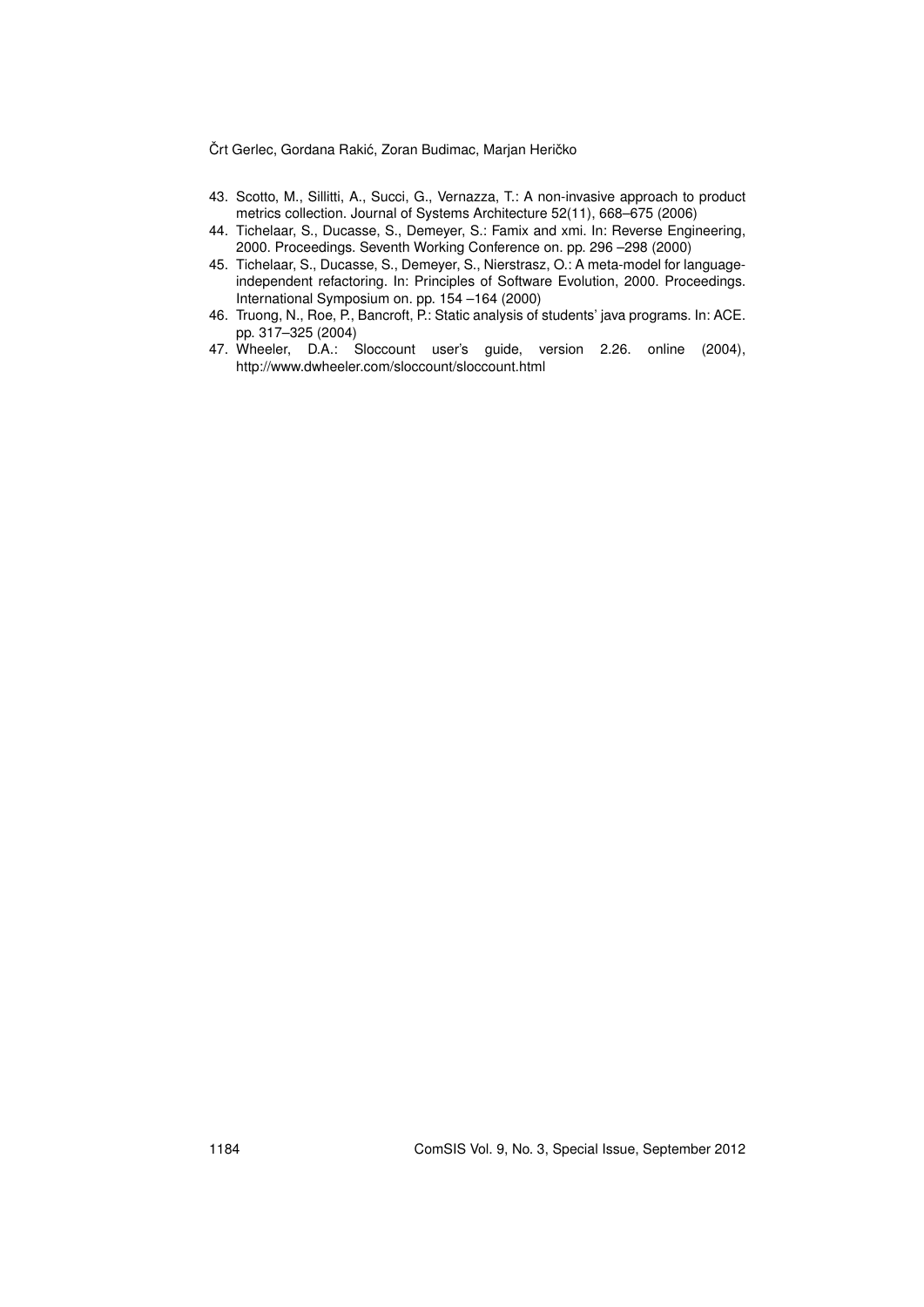43. Scotto, M., Sillitti, A., Succi, G., Vernazza, T.: A non-invasive approach to product metrics collection. Journal of Systems Architecture 52(11), 668–675 (2006)
44. Tichelaar, S., Ducasse, S., Demeyer, S.: Famix and xmi. In: Reverse Engineering, 2000. Proceedings. Seventh Working Conference on. pp. 296 –298 (2000)
45. Tichelaar, S., Ducasse, S., Demeyer, S., Nierstrasz, O.: A meta-model for language-independent refactoring. In: Principles of Software Evolution, 2000. Proceedings. International Symposium on. pp. 154 –164 (2000)
46. Truong, N., Roe, P., Bancroft, P.: Static analysis of students' java programs. In: ACE. pp. 317–325 (2004)
47. Wheeler, D.A.: Sloccount user's guide, version 2.26. online (2004), http://www.dwheeler.com/sloccount/sloccount.html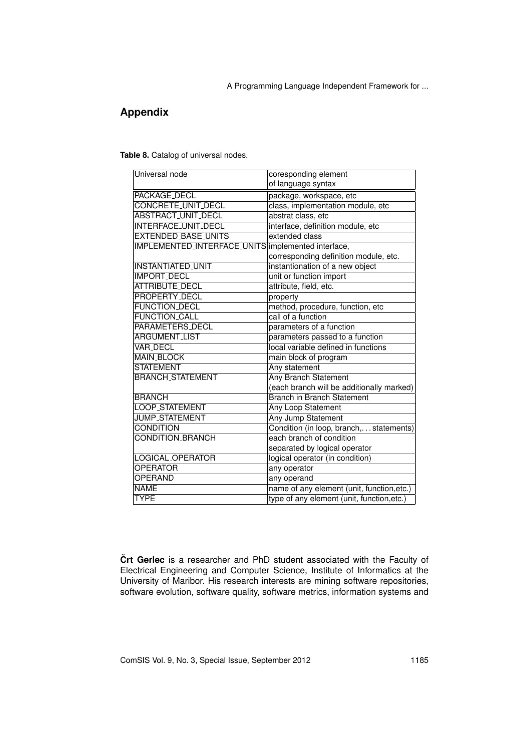## Appendix

**Table 8.** Catalog of universal nodes.

| Universal node | coresponding element of language syntax |
|---|---|
| PACKAGE_DECL | package, workspace, etc |
| CONCRETE_UNIT_DECL | class, implementation module, etc |
| ABSTRACT_UNIT_DECL | abstrat class, etc |
| INTERFACE_UNIT_DECL | interface, definition module, etc |
| EXTENDED_BASE_UNITS | extended class |
| IMPLEMENTED_INTERFACE_UNITS | implemented interface, corresponding definition module, etc. |
| INSTANTIATED_UNIT | instantionation of a new object |
| IMPORT_DECL | unit or function import |
| ATTRIBUTE_DECL | attribute, field, etc. |
| PROPERTY_DECL | property |
| FUNCTION_DECL | method, procedure, function, etc |
| FUNCTION_CALL | call of a function |
| PARAMETERS_DECL | parameters of a function |
| ARGUMENT_LIST | parameters passed to a function |
| VAR_DECL | local variable defined in functions |
| MAIN_BLOCK | main block of program |
| STATEMENT | Any statement |
| BRANCH_STATEMENT | Any Branch Statement (each branch will be additionally marked) |
| BRANCH | Branch in Branch Statement |
| LOOP_STATEMENT | Any Loop Statement |
| JUMP_STATEMENT | Any Jump Statement |
| CONDITION | Condition (in loop, branch,... statements) |
| CONDITION_BRANCH | each branch of condition separated by logical operator |
| LOGICAL_OPERATOR | logical operator (in condition) |
| OPERATOR | any operator |
| OPERAND | any operand |
| NAME | name of any element (unit, function,etc.) |
| TYPE | type of any element (unit, function,etc.) |

**Črt Gerlec** is a researcher and PhD student associated with the Faculty of Electrical Engineering and Computer Science, Institute of Informatics at the University of Maribor. His research interests are mining software repositories, software evolution, software quality, software metrics, information systems and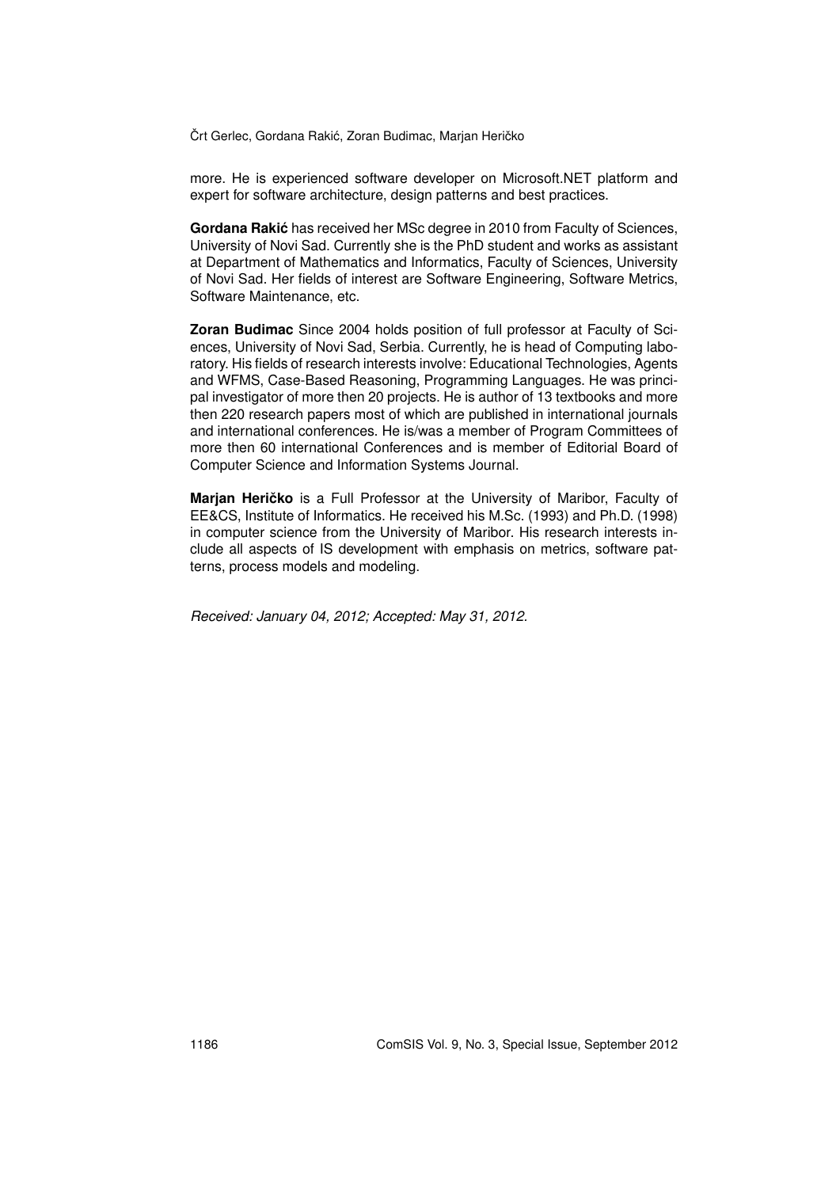more. He is experienced software developer on Microsoft.NET platform and expert for software architecture, design patterns and best practices.

**Gordana Rakić** has received her MSc degree in 2010 from Faculty of Sciences, University of Novi Sad. Currently she is the PhD student and works as assistant at Department of Mathematics and Informatics, Faculty of Sciences, University of Novi Sad. Her fields of interest are Software Engineering, Software Metrics, Software Maintenance, etc.

**Zoran Budimac** Since 2004 holds position of full professor at Faculty of Sciences, University of Novi Sad, Serbia. Currently, he is head of Computing laboratory. His fields of research interests involve: Educational Technologies, Agents and WFMS, Case-Based Reasoning, Programming Languages. He was principal investigator of more then 20 projects. He is author of 13 textbooks and more then 220 research papers most of which are published in international journals and international conferences. He is/was a member of Program Committees of more then 60 international Conferences and is member of Editorial Board of Computer Science and Information Systems Journal.

**Marjan Heričko** is a Full Professor at the University of Maribor, Faculty of EE&CS, Institute of Informatics. He received his M.Sc. (1993) and Ph.D. (1998) in computer science from the University of Maribor. His research interests include all aspects of IS development with emphasis on metrics, software patterns, process models and modeling.

*Received: January 04, 2012; Accepted: May 31, 2012.*